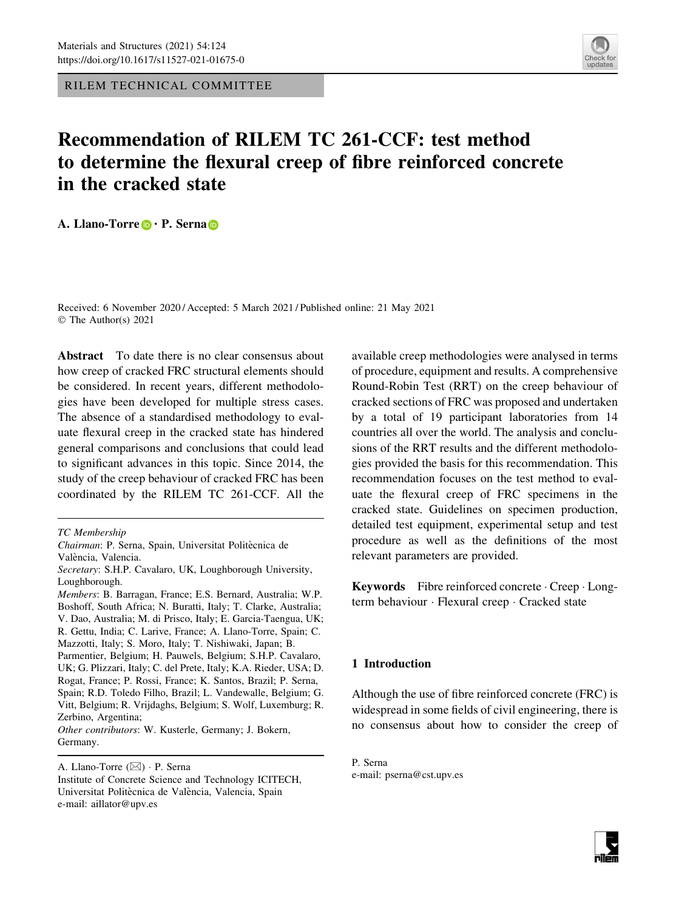RILEM TECHNICAL COMMITTEE

# Recommendation of RILEM TC 261-CCF: test method to determine the flexural creep of fibre reinforced concrete in the cracked state

**A. Llano-Torre · P. Serna**

Received: 6 November 2020 / Accepted: 5 March 2021 / Published online: 21 May 2021
© The Author(s) 2021

**Abstract** To date there is no clear consensus about how creep of cracked FRC structural elements should be considered. In recent years, different methodologies have been developed for multiple stress cases. The absence of a standardised methodology to evaluate flexural creep in the cracked state has hindered general comparisons and conclusions that could lead to significant advances in this topic. Since 2014, the study of the creep behaviour of cracked FRC has been coordinated by the RILEM TC 261-CCF. All the available creep methodologies were analysed in terms of procedure, equipment and results. A comprehensive Round-Robin Test (RRT) on the creep behaviour of cracked sections of FRC was proposed and undertaken by a total of 19 participant laboratories from 14 countries all over the world. The analysis and conclusions of the RRT results and the different methodologies provided the basis for this recommendation. This recommendation focuses on the test method to evaluate the flexural creep of FRC specimens in the cracked state. Guidelines on specimen production, detailed test equipment, experimental setup and test procedure as well as the definitions of the most relevant parameters are provided.

**Keywords** Fibre reinforced concrete · Creep · Long-term behaviour · Flexural creep · Cracked state

*TC Membership*
*Chairman*: P. Serna, Spain, Universitat Politècnica de València, Valencia.
*Secretary*: S.H.P. Cavalaro, UK, Loughborough University, Loughborough.
*Members*: B. Barragan, France; E.S. Bernard, Australia; W.P. Boshoff, South Africa; N. Buratti, Italy; T. Clarke, Australia; V. Dao, Australia; M. di Prisco, Italy; E. Garcia-Taengua, UK; R. Gettu, India; C. Larive, France; A. Llano-Torre, Spain; C. Mazzotti, Italy; S. Moro, Italy; T. Nishiwaki, Japan; B. Parmentier, Belgium; H. Pauwels, Belgium; S.H.P. Cavalaro, UK; G. Plizzari, Italy; C. del Prete, Italy; K.A. Rieder, USA; D. Rogat, France; P. Rossi, France; K. Santos, Brazil; P. Serna, Spain; R.D. Toledo Filho, Brazil; L. Vandewalle, Belgium; G. Vitt, Belgium; R. Vrijdaghs, Belgium; S. Wolf, Luxemburg; R. Zerbino, Argentina;
*Other contributors*: W. Kusterle, Germany; J. Bokern, Germany.

A. Llano-Torre (✉) · P. Serna
Institute of Concrete Science and Technology ICITECH, Universitat Politècnica de València, Valencia, Spain
e-mail: aillator@upv.es

P. Serna
e-mail: pserna@cst.upv.es

## 1 Introduction

Although the use of fibre reinforced concrete (FRC) is widespread in some fields of civil engineering, there is no consensus about how to consider the creep of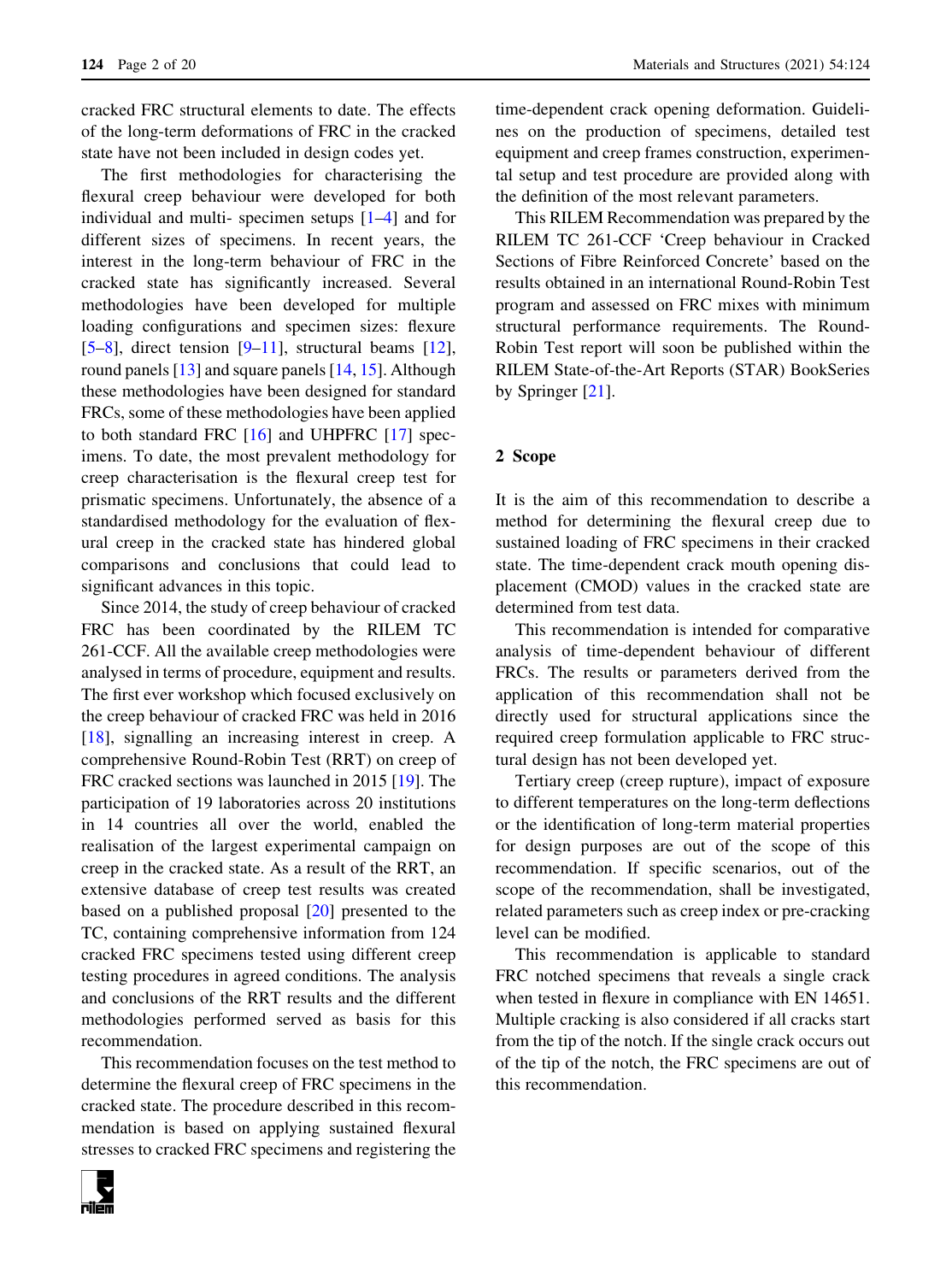cracked FRC structural elements to date. The effects of the long-term deformations of FRC in the cracked state have not been included in design codes yet.

The first methodologies for characterising the flexural creep behaviour were developed for both individual and multi- specimen setups [1–4] and for different sizes of specimens. In recent years, the interest in the long-term behaviour of FRC in the cracked state has significantly increased. Several methodologies have been developed for multiple loading configurations and specimen sizes: flexure [5–8], direct tension [9–11], structural beams [12], round panels [13] and square panels [14, 15]. Although these methodologies have been designed for standard FRCs, some of these methodologies have been applied to both standard FRC [16] and UHPFRC [17] specimens. To date, the most prevalent methodology for creep characterisation is the flexural creep test for prismatic specimens. Unfortunately, the absence of a standardised methodology for the evaluation of flexural creep in the cracked state has hindered global comparisons and conclusions that could lead to significant advances in this topic.

Since 2014, the study of creep behaviour of cracked FRC has been coordinated by the RILEM TC 261-CCF. All the available creep methodologies were analysed in terms of procedure, equipment and results. The first ever workshop which focused exclusively on the creep behaviour of cracked FRC was held in 2016 [18], signalling an increasing interest in creep. A comprehensive Round-Robin Test (RRT) on creep of FRC cracked sections was launched in 2015 [19]. The participation of 19 laboratories across 20 institutions in 14 countries all over the world, enabled the realisation of the largest experimental campaign on creep in the cracked state. As a result of the RRT, an extensive database of creep test results was created based on a published proposal [20] presented to the TC, containing comprehensive information from 124 cracked FRC specimens tested using different creep testing procedures in agreed conditions. The analysis and conclusions of the RRT results and the different methodologies performed served as basis for this recommendation.

This recommendation focuses on the test method to determine the flexural creep of FRC specimens in the cracked state. The procedure described in this recommendation is based on applying sustained flexural stresses to cracked FRC specimens and registering the time-dependent crack opening deformation. Guidelines on the production of specimens, detailed test equipment and creep frames construction, experimental setup and test procedure are provided along with the definition of the most relevant parameters.

This RILEM Recommendation was prepared by the RILEM TC 261-CCF 'Creep behaviour in Cracked Sections of Fibre Reinforced Concrete' based on the results obtained in an international Round-Robin Test program and assessed on FRC mixes with minimum structural performance requirements. The Round-Robin Test report will soon be published within the RILEM State-of-the-Art Reports (STAR) BookSeries by Springer [21].

## 2 Scope

It is the aim of this recommendation to describe a method for determining the flexural creep due to sustained loading of FRC specimens in their cracked state. The time-dependent crack mouth opening displacement (CMOD) values in the cracked state are determined from test data.

This recommendation is intended for comparative analysis of time-dependent behaviour of different FRCs. The results or parameters derived from the application of this recommendation shall not be directly used for structural applications since the required creep formulation applicable to FRC structural design has not been developed yet.

Tertiary creep (creep rupture), impact of exposure to different temperatures on the long-term deflections or the identification of long-term material properties for design purposes are out of the scope of this recommendation. If specific scenarios, out of the scope of the recommendation, shall be investigated, related parameters such as creep index or pre-cracking level can be modified.

This recommendation is applicable to standard FRC notched specimens that reveals a single crack when tested in flexure in compliance with EN 14651. Multiple cracking is also considered if all cracks start from the tip of the notch. If the single crack occurs out of the tip of the notch, the FRC specimens are out of this recommendation.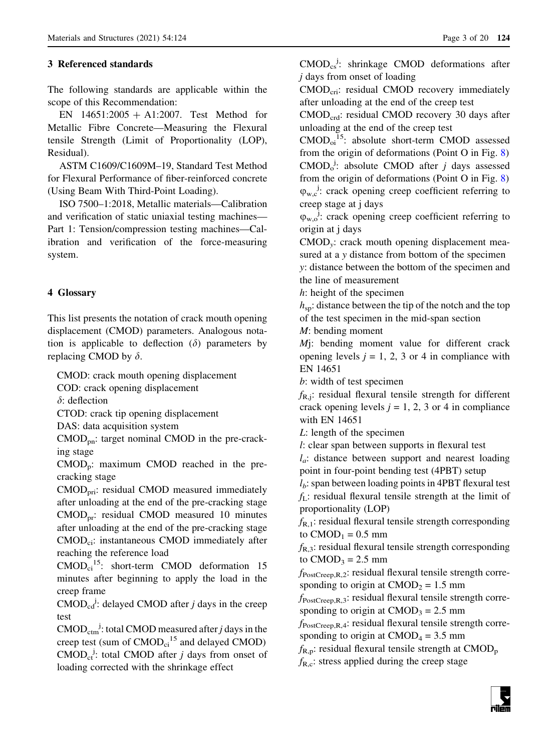## 3 Referenced standards

The following standards are applicable within the scope of this Recommendation:

EN 14651:2005 + A1:2007. Test Method for Metallic Fibre Concrete—Measuring the Flexural tensile Strength (Limit of Proportionality (LOP), Residual).

ASTM C1609/C1609M–19, Standard Test Method for Flexural Performance of fiber-reinforced concrete (Using Beam With Third-Point Loading).

ISO 7500–1:2018, Metallic materials—Calibration and verification of static uniaxial testing machines—Part 1: Tension/compression testing machines—Calibration and verification of the force-measuring system.

## 4 Glossary

This list presents the notation of crack mouth opening displacement (CMOD) parameters. Analogous notation is applicable to deflection ($\delta$) parameters by replacing CMOD by $\delta$.

CMOD: crack mouth opening displacement

COD: crack opening displacement

$\delta$: deflection

CTOD: crack tip opening displacement

DAS: data acquisition system

$CMOD_{pn}$: target nominal CMOD in the pre-cracking stage

$CMOD_{p}$: maximum CMOD reached in the pre-cracking stage

$CMOD_{pri}$: residual CMOD measured immediately after unloading at the end of the pre-cracking stage

$CMOD_{pr}$: residual CMOD measured 10 minutes after unloading at the end of the pre-cracking stage

$CMOD_{ci}$: instantaneous CMOD immediately after reaching the reference load

$CMOD_{ci}^{15}$: short-term CMOD deformation 15 minutes after beginning to apply the load in the creep frame

$CMOD_{cd}^{j}$: delayed CMOD after *j* days in the creep test

$CMOD_{ctm}^{j}$: total CMOD measured after *j* days in the creep test (sum of $CMOD_{ci}^{15}$ and delayed CMOD)

$CMOD_{ct}^{j}$: total CMOD after *j* days from onset of loading corrected with the shrinkage effect

$CMOD_{cs}^{j}$: shrinkage CMOD deformations after *j* days from onset of loading

$CMOD_{cri}$: residual CMOD recovery immediately after unloading at the end of the creep test

$CMOD_{crd}$: residual CMOD recovery 30 days after unloading at the end of the creep test

$CMOD_{oi}^{15}$: absolute short-term CMOD assessed from the origin of deformations (Point O in Fig. 8)

$CMOD_{o}^{j}$: absolute CMOD after *j* days assessed from the origin of deformations (Point O in Fig. 8)

$\varphi_{w,c}^{j}$: crack opening creep coefficient referring to creep stage at j days

$\varphi_{w,o}^{j}$: crack opening creep coefficient referring to origin at j days

$CMOD_{y}$: crack mouth opening displacement measured at a *y* distance from bottom of the specimen

*y*: distance between the bottom of the specimen and the line of measurement

*h*: height of the specimen

$h_{sp}$: distance between the tip of the notch and the top of the test specimen in the mid-span section

*M*: bending moment

*M*j: bending moment value for different crack opening levels *j* = 1, 2, 3 or 4 in compliance with EN 14651

*b*: width of test specimen

$f_{R,j}$: residual flexural tensile strength for different crack opening levels *j* = 1, 2, 3 or 4 in compliance with EN 14651

*L*: length of the specimen

*l*: clear span between supports in flexural test

$l_a$: distance between support and nearest loading point in four-point bending test (4PBT) setup

$l_b$: span between loading points in 4PBT flexural test

$f_L$: residual flexural tensile strength at the limit of proportionality (LOP)

$f_{R,1}$: residual flexural tensile strength corresponding to $CMOD_1 = 0.5$ mm

$f_{R,3}$: residual flexural tensile strength corresponding to $CMOD_3 = 2.5$ mm

$f_{PostCreep,R,2}$: residual flexural tensile strength corresponding to origin at $CMOD_2 = 1.5$ mm

$f_{PostCreep,R,3}$: residual flexural tensile strength corresponding to origin at $CMOD_3 = 2.5$ mm

$f_{PostCreep,R,4}$: residual flexural tensile strength corresponding to origin at $CMOD_4 = 3.5$ mm

$f_{R,p}$: residual flexural tensile strength at $CMOD_p$

$f_{R,c}$: stress applied during the creep stage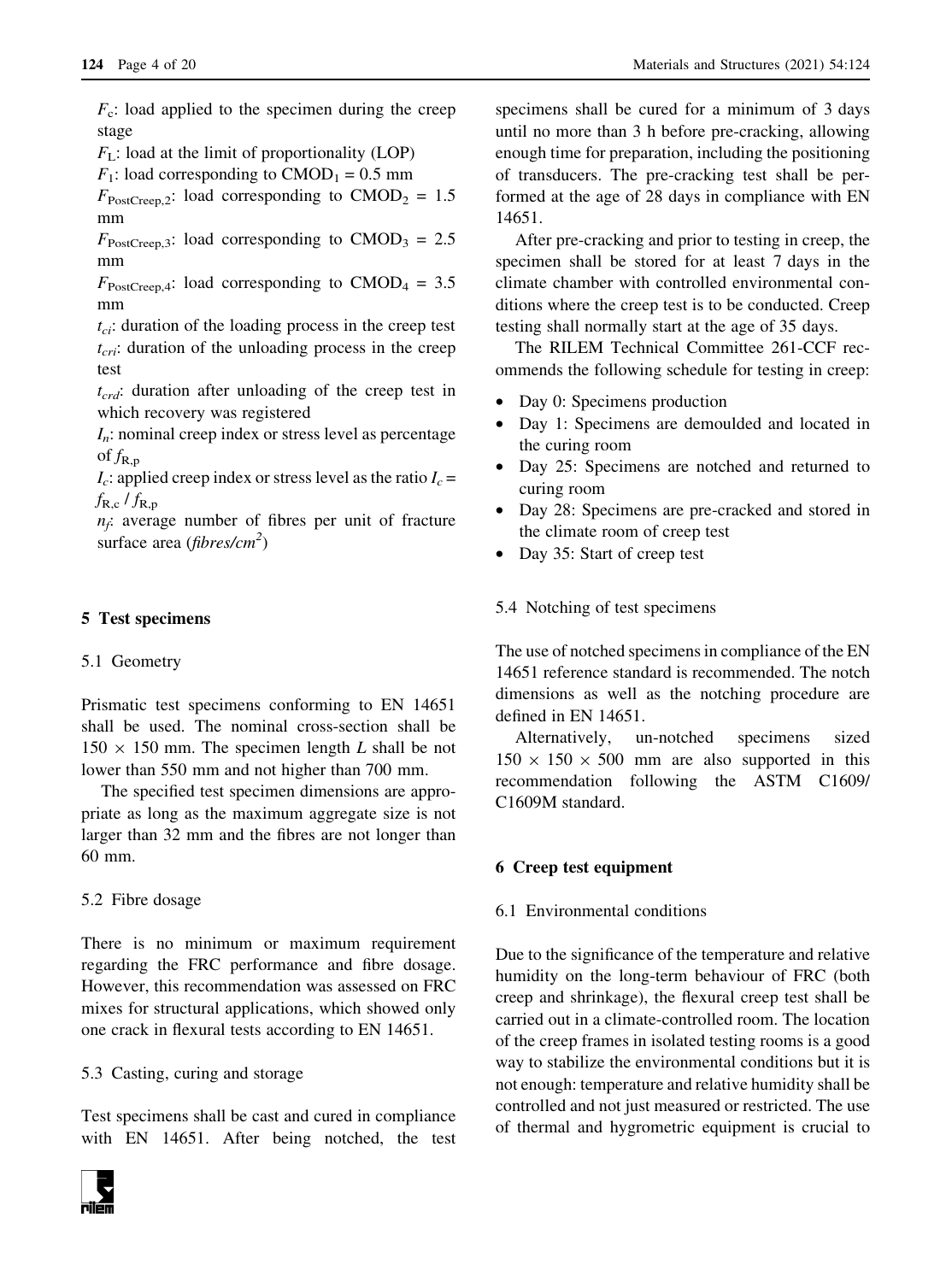$F_c$: load applied to the specimen during the creep stage

$F_L$: load at the limit of proportionality (LOP)

$F_1$: load corresponding to $CMOD_1$ = 0.5 mm

$F_{PostCreep,2}$: load corresponding to $CMOD_2$ = 1.5 mm

$F_{PostCreep,3}$: load corresponding to $CMOD_3$ = 2.5 mm

$F_{PostCreep,4}$: load corresponding to $CMOD_4$ = 3.5 mm

$t_{ci}$: duration of the loading process in the creep test

$t_{cri}$: duration of the unloading process in the creep test

$t_{crd}$: duration after unloading of the creep test in which recovery was registered

$I_n$: nominal creep index or stress level as percentage of $f_{R,p}$

$I_c$: applied creep index or stress level as the ratio $I_c = f_{R,c} / f_{R,p}$

$n_f$: average number of fibres per unit of fracture surface area (*fibres/cm$^2$*)

## 5 Test specimens

### 5.1 Geometry

Prismatic test specimens conforming to EN 14651 shall be used. The nominal cross-section shall be 150 × 150 mm. The specimen length $L$ shall be not lower than 550 mm and not higher than 700 mm.

The specified test specimen dimensions are appropriate as long as the maximum aggregate size is not larger than 32 mm and the fibres are not longer than 60 mm.

### 5.2 Fibre dosage

There is no minimum or maximum requirement regarding the FRC performance and fibre dosage. However, this recommendation was assessed on FRC mixes for structural applications, which showed only one crack in flexural tests according to EN 14651.

### 5.3 Casting, curing and storage

Test specimens shall be cast and cured in compliance with EN 14651. After being notched, the test specimens shall be cured for a minimum of 3 days until no more than 3 h before pre-cracking, allowing enough time for preparation, including the positioning of transducers. The pre-cracking test shall be performed at the age of 28 days in compliance with EN 14651.

After pre-cracking and prior to testing in creep, the specimen shall be stored for at least 7 days in the climate chamber with controlled environmental conditions where the creep test is to be conducted. Creep testing shall normally start at the age of 35 days.

The RILEM Technical Committee 261-CCF recommends the following schedule for testing in creep:

- Day 0: Specimens production
- Day 1: Specimens are demoulded and located in the curing room
- Day 25: Specimens are notched and returned to curing room
- Day 28: Specimens are pre-cracked and stored in the climate room of creep test
- Day 35: Start of creep test

### 5.4 Notching of test specimens

The use of notched specimens in compliance of the EN 14651 reference standard is recommended. The notch dimensions as well as the notching procedure are defined in EN 14651.

Alternatively, un-notched specimens sized 150 × 150 × 500 mm are also supported in this recommendation following the ASTM C1609/C1609M standard.

## 6 Creep test equipment

### 6.1 Environmental conditions

Due to the significance of the temperature and relative humidity on the long-term behaviour of FRC (both creep and shrinkage), the flexural creep test shall be carried out in a climate-controlled room. The location of the creep frames in isolated testing rooms is a good way to stabilize the environmental conditions but it is not enough: temperature and relative humidity shall be controlled and not just measured or restricted. The use of thermal and hygrometric equipment is crucial to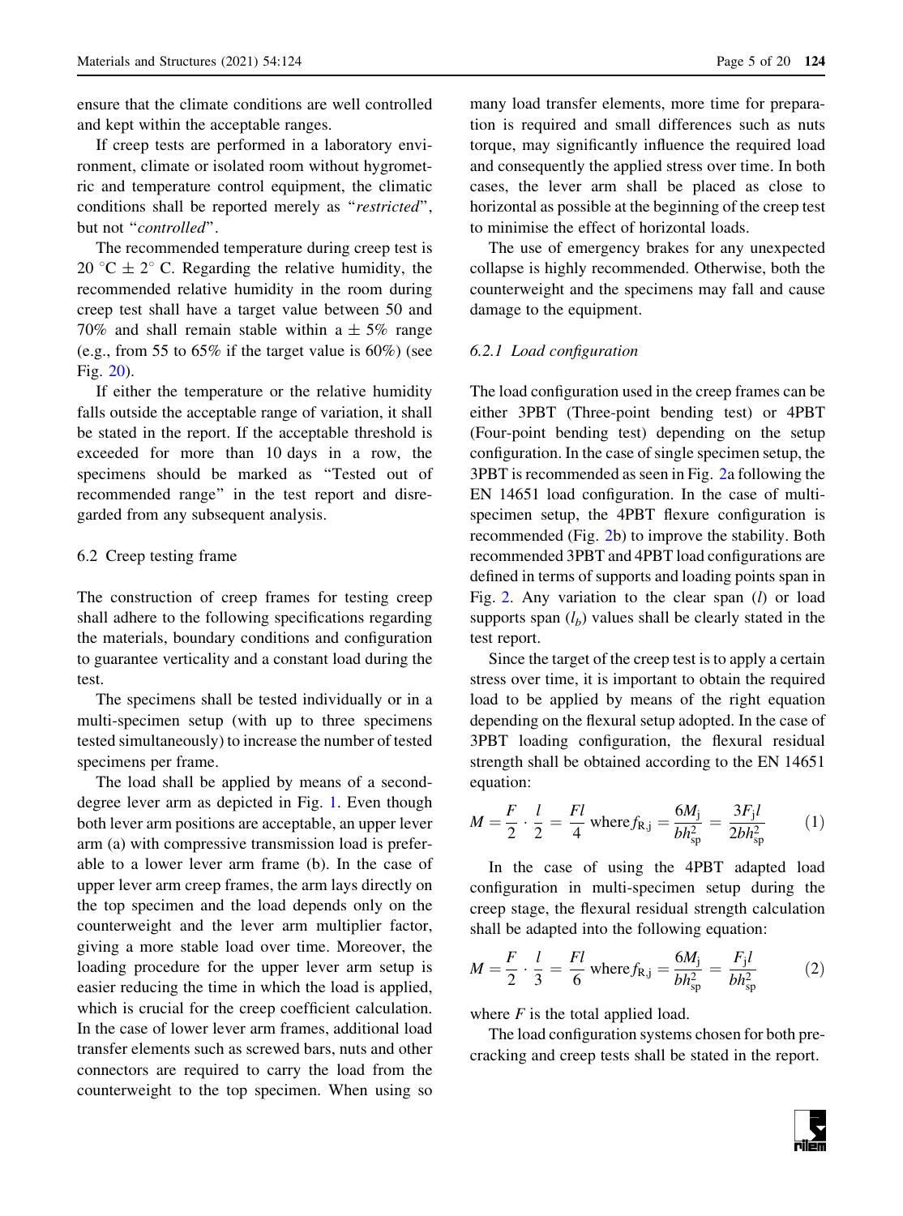ensure that the climate conditions are well controlled and kept within the acceptable ranges.

If creep tests are performed in a laboratory environment, climate or isolated room without hygrometric and temperature control equipment, the climatic conditions shall be reported merely as "*restricted*", but not "*controlled*".

The recommended temperature during creep test is 20 °C ± 2° C. Regarding the relative humidity, the recommended relative humidity in the room during creep test shall have a target value between 50 and 70% and shall remain stable within a ± 5% range (e.g., from 55 to 65% if the target value is 60%) (see Fig. 20).

If either the temperature or the relative humidity falls outside the acceptable range of variation, it shall be stated in the report. If the acceptable threshold is exceeded for more than 10 days in a row, the specimens should be marked as "Tested out of recommended range" in the test report and disregarded from any subsequent analysis.

### 6.2 Creep testing frame

The construction of creep frames for testing creep shall adhere to the following specifications regarding the materials, boundary conditions and configuration to guarantee verticality and a constant load during the test.

The specimens shall be tested individually or in a multi-specimen setup (with up to three specimens tested simultaneously) to increase the number of tested specimens per frame.

The load shall be applied by means of a second-degree lever arm as depicted in Fig. 1. Even though both lever arm positions are acceptable, an upper lever arm (a) with compressive transmission load is preferable to a lower lever arm frame (b). In the case of upper lever arm creep frames, the arm lays directly on the top specimen and the load depends only on the counterweight and the lever arm multiplier factor, giving a more stable load over time. Moreover, the loading procedure for the upper lever arm setup is easier reducing the time in which the load is applied, which is crucial for the creep coefficient calculation. In the case of lower lever arm frames, additional load transfer elements such as screwed bars, nuts and other connectors are required to carry the load from the counterweight to the top specimen. When using so many load transfer elements, more time for preparation is required and small differences such as nuts torque, may significantly influence the required load and consequently the applied stress over time. In both cases, the lever arm shall be placed as close to horizontal as possible at the beginning of the creep test to minimise the effect of horizontal loads.

The use of emergency brakes for any unexpected collapse is highly recommended. Otherwise, both the counterweight and the specimens may fall and cause damage to the equipment.

#### 6.2.1 Load configuration

The load configuration used in the creep frames can be either 3PBT (Three-point bending test) or 4PBT (Four-point bending test) depending on the setup configuration. In the case of single specimen setup, the 3PBT is recommended as seen in Fig. 2a following the EN 14651 load configuration. In the case of multi-specimen setup, the 4PBT flexure configuration is recommended (Fig. 2b) to improve the stability. Both recommended 3PBT and 4PBT load configurations are defined in terms of supports and loading points span in Fig. 2. Any variation to the clear span ($l$) or load supports span ($l_b$) values shall be clearly stated in the test report.

Since the target of the creep test is to apply a certain stress over time, it is important to obtain the required load to be applied by means of the right equation depending on the flexural setup adopted. In the case of 3PBT loading configuration, the flexural residual strength shall be obtained according to the EN 14651 equation:

$$M = \frac{F}{2} \cdot \frac{l}{2} = \frac{Fl}{4} \text{ where } f_{\mathrm{R,j}} = \frac{6M_{\mathrm{j}}}{bh_{\mathrm{sp}}^2} = \frac{3F_{\mathrm{j}}l}{2bh_{\mathrm{sp}}^2} \qquad (1)$$

In the case of using the 4PBT adapted load configuration in multi-specimen setup during the creep stage, the flexural residual strength calculation shall be adapted into the following equation:

$$M = \frac{F}{2} \cdot \frac{l}{3} = \frac{Fl}{6} \text{ where } f_{\mathrm{R,j}} = \frac{6M_{\mathrm{j}}}{bh_{\mathrm{sp}}^2} = \frac{F_{\mathrm{j}}l}{bh_{\mathrm{sp}}^2} \qquad (2)$$

where $F$ is the total applied load.

The load configuration systems chosen for both pre-cracking and creep tests shall be stated in the report.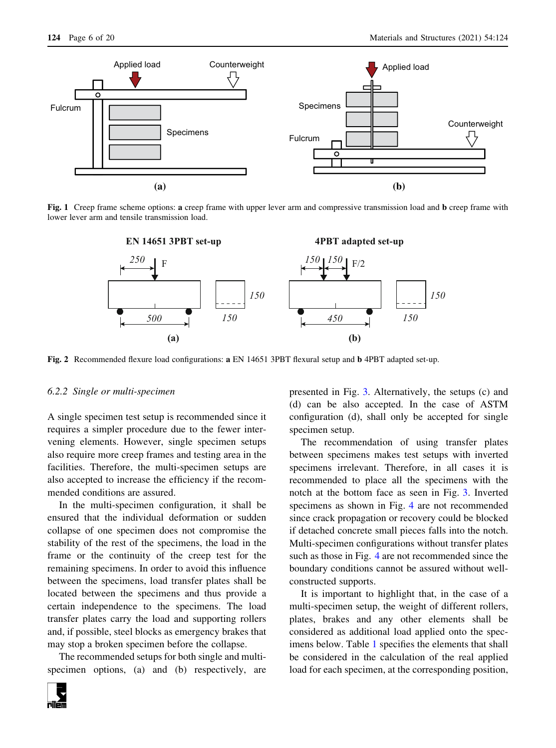Fig. 1 Creep frame scheme options: **a** creep frame with upper lever arm and compressive transmission load and **b** creep frame with lower lever arm and tensile transmission load.

Fig. 2 Recommended flexure load configurations: **a** EN 14651 3PBT flexural setup and **b** 4PBT adapted set-up.

### *6.2.2 Single or multi-specimen*

A single specimen test setup is recommended since it requires a simpler procedure due to the fewer intervening elements. However, single specimen setups also require more creep frames and testing area in the facilities. Therefore, the multi-specimen setups are also accepted to increase the efficiency if the recommended conditions are assured.

In the multi-specimen configuration, it shall be ensured that the individual deformation or sudden collapse of one specimen does not compromise the stability of the rest of the specimens, the load in the frame or the continuity of the creep test for the remaining specimens. In order to avoid this influence between the specimens, load transfer plates shall be located between the specimens and thus provide a certain independence to the specimens. The load transfer plates carry the load and supporting rollers and, if possible, steel blocks as emergency brakes that may stop a broken specimen before the collapse.

The recommended setups for both single and multi-specimen options, (a) and (b) respectively, are presented in Fig. 3. Alternatively, the setups (c) and (d) can be also accepted. In the case of ASTM configuration (d), shall only be accepted for single specimen setup.

The recommendation of using transfer plates between specimens makes test setups with inverted specimens irrelevant. Therefore, in all cases it is recommended to place all the specimens with the notch at the bottom face as seen in Fig. 3. Inverted specimens as shown in Fig. 4 are not recommended since crack propagation or recovery could be blocked if detached concrete small pieces falls into the notch. Multi-specimen configurations without transfer plates such as those in Fig. 4 are not recommended since the boundary conditions cannot be assured without well-constructed supports.

It is important to highlight that, in the case of a multi-specimen setup, the weight of different rollers, plates, brakes and any other elements shall be considered as additional load applied onto the specimens below. Table 1 specifies the elements that shall be considered in the calculation of the real applied load for each specimen, at the corresponding position,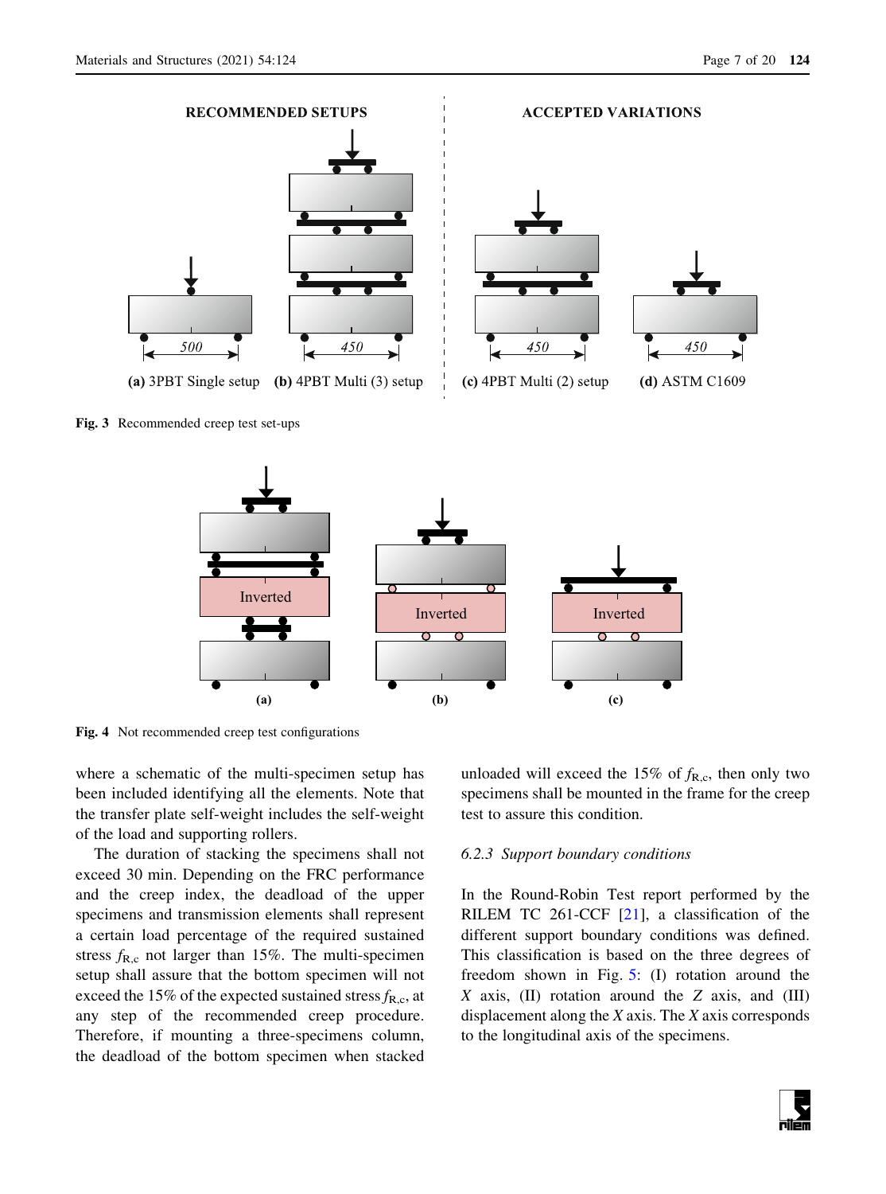Fig. 3 Recommended creep test set-ups

Fig. 4 Not recommended creep test configurations

where a schematic of the multi-specimen setup has been included identifying all the elements. Note that the transfer plate self-weight includes the self-weight of the load and supporting rollers.

The duration of stacking the specimens shall not exceed 30 min. Depending on the FRC performance and the creep index, the deadload of the upper specimens and transmission elements shall represent a certain load percentage of the required sustained stress $f_{R,c}$ not larger than 15%. The multi-specimen setup shall assure that the bottom specimen will not exceed the 15% of the expected sustained stress $f_{R,c}$, at any step of the recommended creep procedure. Therefore, if mounting a three-specimens column, the deadload of the bottom specimen when stacked unloaded will exceed the 15% of $f_{R,c}$, then only two specimens shall be mounted in the frame for the creep test to assure this condition.

#### 6.2.3 Support boundary conditions

In the Round-Robin Test report performed by the RILEM TC 261-CCF [21], a classification of the different support boundary conditions was defined. This classification is based on the three degrees of freedom shown in Fig. 5: (I) rotation around the $X$ axis, (II) rotation around the $Z$ axis, and (III) displacement along the $X$ axis. The $X$ axis corresponds to the longitudinal axis of the specimens.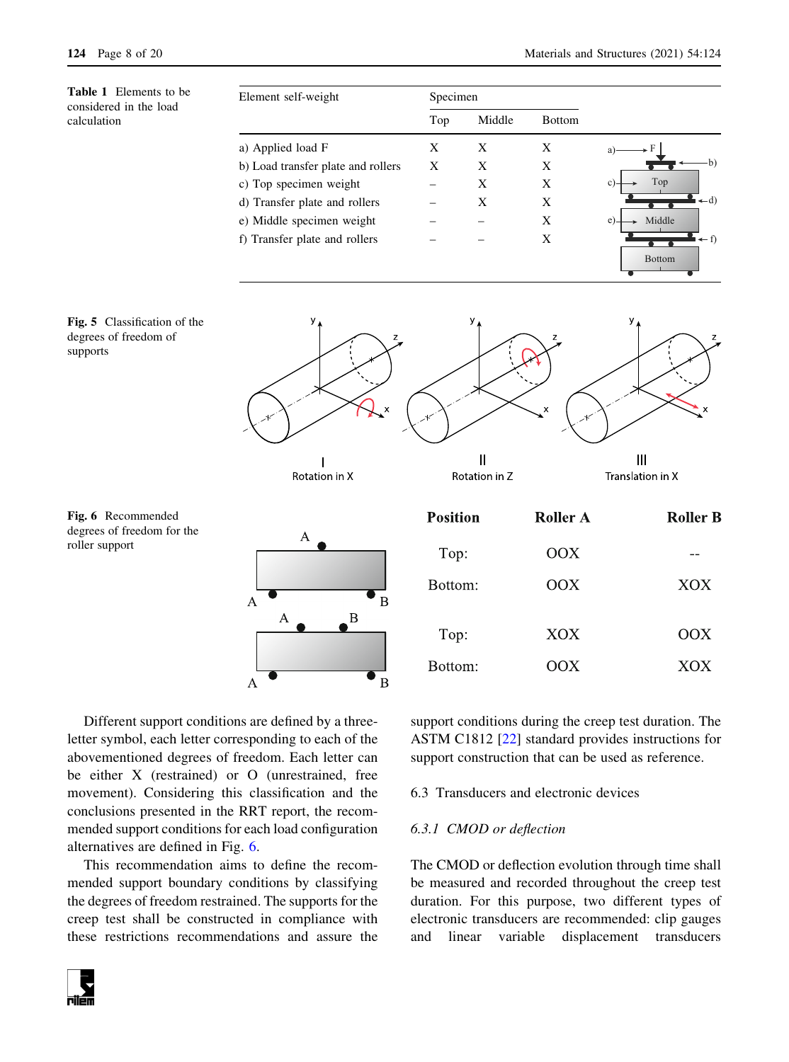**Table 1** Elements to be considered in the load calculation

| Element self-weight | Specimen | | |
|---|---|---|---|
| | Top | Middle | Bottom |
| a) Applied load F | X | X | X |
| b) Load transfer plate and rollers | X | X | X |
| c) Top specimen weight | – | X | X |
| d) Transfer plate and rollers | – | X | X |
| e) Middle specimen weight | – | – | X |
| f) Transfer plate and rollers | – | – | X |

**Fig. 5** Classification of the degrees of freedom of supports

**Fig. 6** Recommended degrees of freedom for the roller support

| Position | Roller A | Roller B |
|---|---|---|
| Top: | OOX | -- |
| Bottom: | OOX | XOX |
| Top: | XOX | OOX |
| Bottom: | OOX | XOX |

Different support conditions are defined by a three-letter symbol, each letter corresponding to each of the abovementioned degrees of freedom. Each letter can be either X (restrained) or O (unrestrained, free movement). Considering this classification and the conclusions presented in the RRT report, the recommended support conditions for each load configuration alternatives are defined in Fig. 6.

This recommendation aims to define the recommended support boundary conditions by classifying the degrees of freedom restrained. The supports for the creep test shall be constructed in compliance with these restrictions recommendations and assure the support conditions during the creep test duration. The ASTM C1812 [22] standard provides instructions for support construction that can be used as reference.

## 6.3 Transducers and electronic devices

### *6.3.1 CMOD or deflection*

The CMOD or deflection evolution through time shall be measured and recorded throughout the creep test duration. For this purpose, two different types of electronic transducers are recommended: clip gauges and linear variable displacement transducers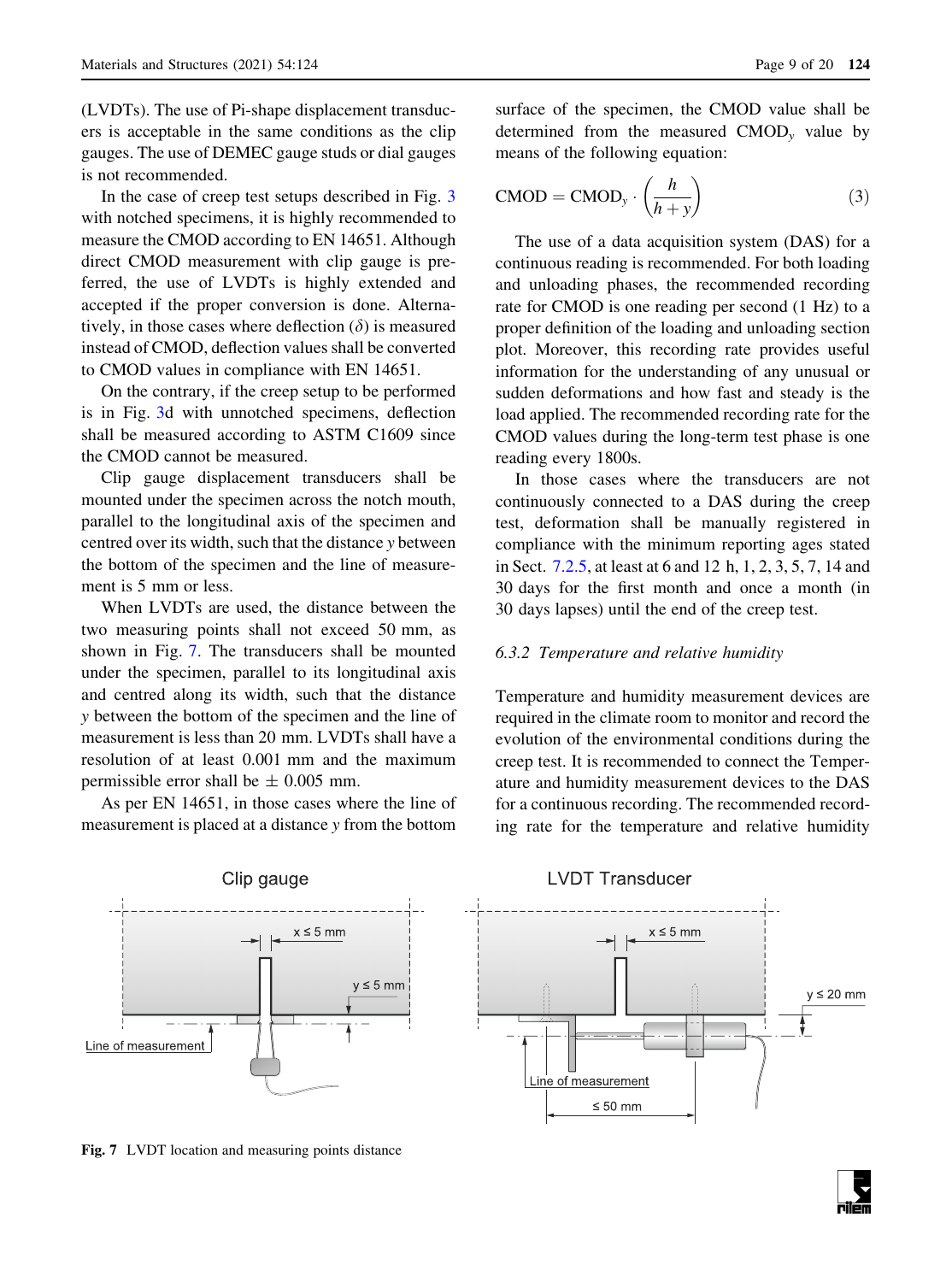(LVDTs). The use of Pi-shape displacement transducers is acceptable in the same conditions as the clip gauges. The use of DEMEC gauge studs or dial gauges is not recommended.

In the case of creep test setups described in Fig. 3 with notched specimens, it is highly recommended to measure the CMOD according to EN 14651. Although direct CMOD measurement with clip gauge is preferred, the use of LVDTs is highly extended and accepted if the proper conversion is done. Alternatively, in those cases where deflection ($\delta$) is measured instead of CMOD, deflection values shall be converted to CMOD values in compliance with EN 14651.

On the contrary, if the creep setup to be performed is in Fig. 3d with unnotched specimens, deflection shall be measured according to ASTM C1609 since the CMOD cannot be measured.

Clip gauge displacement transducers shall be mounted under the specimen across the notch mouth, parallel to the longitudinal axis of the specimen and centred over its width, such that the distance $y$ between the bottom of the specimen and the line of measurement is 5 mm or less.

When LVDTs are used, the distance between the two measuring points shall not exceed 50 mm, as shown in Fig. 7. The transducers shall be mounted under the specimen, parallel to its longitudinal axis and centred along its width, such that the distance $y$ between the bottom of the specimen and the line of measurement is less than 20 mm. LVDTs shall have a resolution of at least 0.001 mm and the maximum permissible error shall be $\pm$ 0.005 mm.

As per EN 14651, in those cases where the line of measurement is placed at a distance $y$ from the bottom surface of the specimen, the CMOD value shall be determined from the measured $\text{CMOD}_y$ value by means of the following equation:

$$\text{CMOD} = \text{CMOD}_y \cdot \left(\frac{h}{h+y}\right) \tag{3}$$

The use of a data acquisition system (DAS) for a continuous reading is recommended. For both loading and unloading phases, the recommended recording rate for CMOD is one reading per second (1 Hz) to a proper definition of the loading and unloading section plot. Moreover, this recording rate provides useful information for the understanding of any unusual or sudden deformations and how fast and steady is the load applied. The recommended recording rate for the CMOD values during the long-term test phase is one reading every 1800s.

In those cases where the transducers are not continuously connected to a DAS during the creep test, deformation shall be manually registered in compliance with the minimum reporting ages stated in Sect. 7.2.5, at least at 6 and 12 h, 1, 2, 3, 5, 7, 14 and 30 days for the first month and once a month (in 30 days lapses) until the end of the creep test.

### 6.3.2 Temperature and relative humidity

Temperature and humidity measurement devices are required in the climate room to monitor and record the evolution of the environmental conditions during the creep test. It is recommended to connect the Temperature and humidity measurement devices to the DAS for a continuous recording. The recommended recording rate for the temperature and relative humidity

**Fig. 7** LVDT location and measuring points distance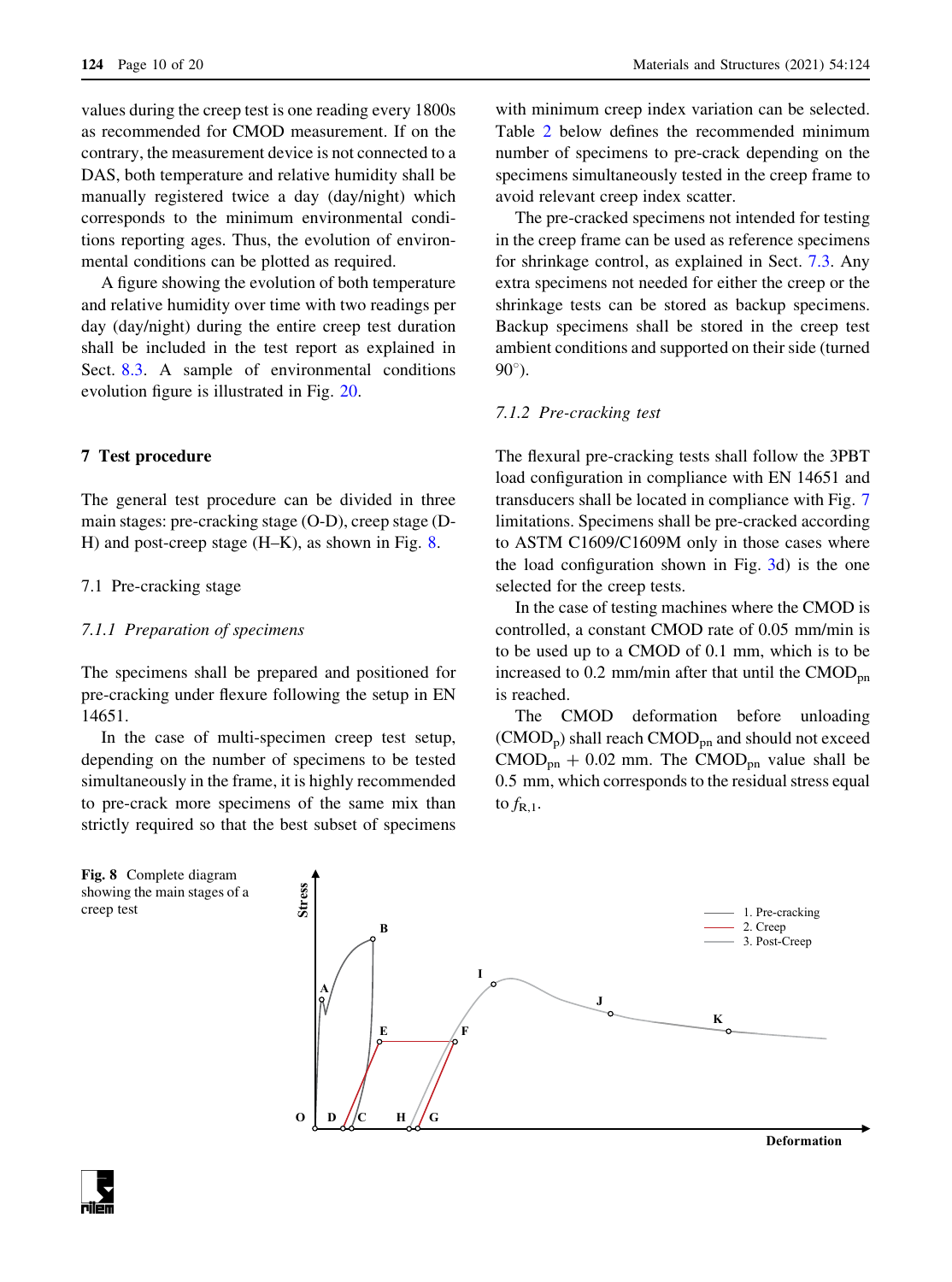values during the creep test is one reading every 1800s as recommended for CMOD measurement. If on the contrary, the measurement device is not connected to a DAS, both temperature and relative humidity shall be manually registered twice a day (day/night) which corresponds to the minimum environmental conditions reporting ages. Thus, the evolution of environmental conditions can be plotted as required.

A figure showing the evolution of both temperature and relative humidity over time with two readings per day (day/night) during the entire creep test duration shall be included in the test report as explained in Sect. 8.3. A sample of environmental conditions evolution figure is illustrated in Fig. 20.

## 7 Test procedure

The general test procedure can be divided in three main stages: pre-cracking stage (O-D), creep stage (D-H) and post-creep stage (H–K), as shown in Fig. 8.

### 7.1 Pre-cracking stage

#### *7.1.1 Preparation of specimens*

The specimens shall be prepared and positioned for pre-cracking under flexure following the setup in EN 14651.

In the case of multi-specimen creep test setup, depending on the number of specimens to be tested simultaneously in the frame, it is highly recommended to pre-crack more specimens of the same mix than strictly required so that the best subset of specimens with minimum creep index variation can be selected. Table 2 below defines the recommended minimum number of specimens to pre-crack depending on the specimens simultaneously tested in the creep frame to avoid relevant creep index scatter.

The pre-cracked specimens not intended for testing in the creep frame can be used as reference specimens for shrinkage control, as explained in Sect. 7.3. Any extra specimens not needed for either the creep or the shrinkage tests can be stored as backup specimens. Backup specimens shall be stored in the creep test ambient conditions and supported on their side (turned 90°).

#### *7.1.2 Pre-cracking test*

The flexural pre-cracking tests shall follow the 3PBT load configuration in compliance with EN 14651 and transducers shall be located in compliance with Fig. 7 limitations. Specimens shall be pre-cracked according to ASTM C1609/C1609M only in those cases where the load configuration shown in Fig. 3d) is the one selected for the creep tests.

In the case of testing machines where the CMOD is controlled, a constant CMOD rate of 0.05 mm/min is to be used up to a CMOD of 0.1 mm, which is to be increased to 0.2 mm/min after that until the $CMOD_{pn}$ is reached.

The CMOD deformation before unloading ($CMOD_p$) shall reach $CMOD_{pn}$ and should not exceed $CMOD_{pn}$ + 0.02 mm. The $CMOD_{pn}$ value shall be 0.5 mm, which corresponds to the residual stress equal to $f_{R,1}$.

**Fig. 8** Complete diagram showing the main stages of a creep test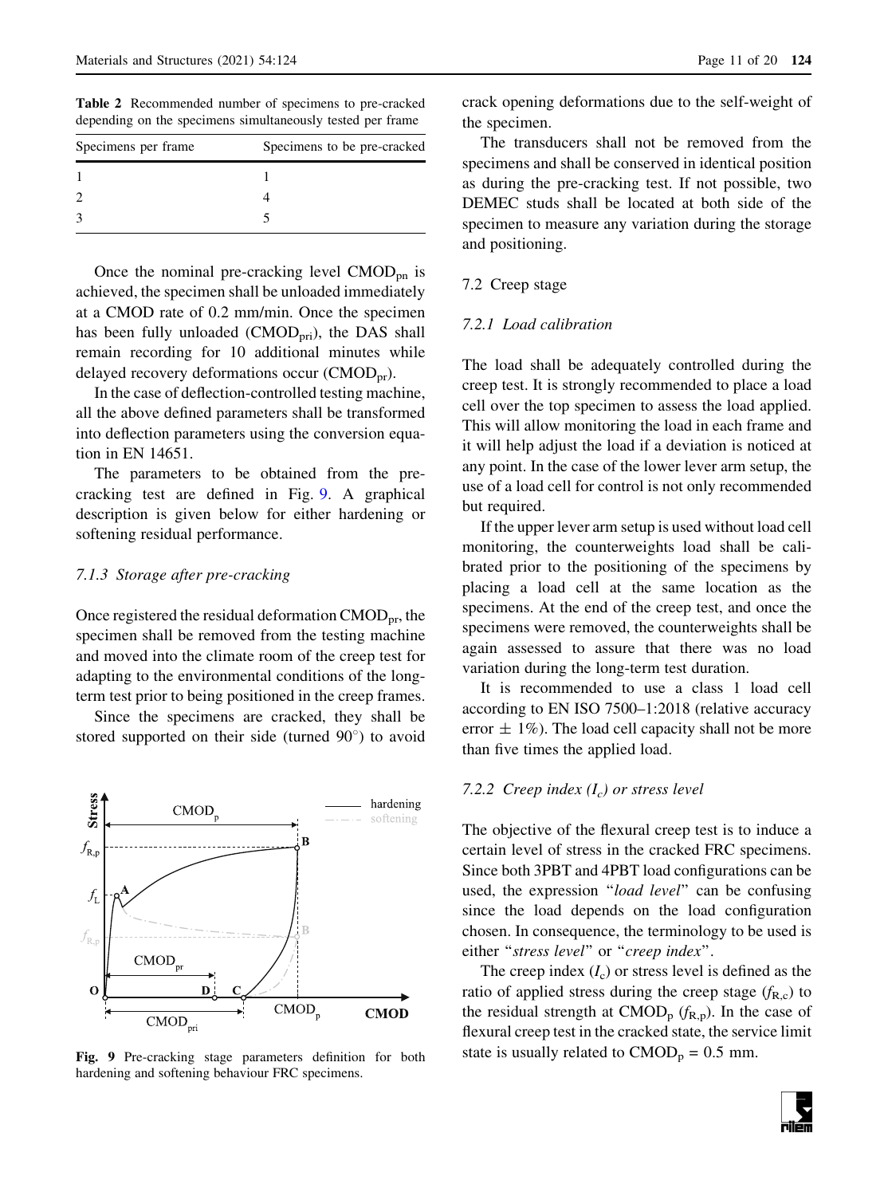**Table 2** Recommended number of specimens to pre-cracked depending on the specimens simultaneously tested per frame

| Specimens per frame | Specimens to be pre-cracked |
| --- | --- |
| 1 | 1 |
| 2 | 4 |
| 3 | 5 |

Once the nominal pre-cracking level $CMOD_{pn}$ is achieved, the specimen shall be unloaded immediately at a CMOD rate of 0.2 mm/min. Once the specimen has been fully unloaded ($CMOD_{pri}$), the DAS shall remain recording for 10 additional minutes while delayed recovery deformations occur ($CMOD_{pr}$).

In the case of deflection-controlled testing machine, all the above defined parameters shall be transformed into deflection parameters using the conversion equation in EN 14651.

The parameters to be obtained from the pre-cracking test are defined in Fig. 9. A graphical description is given below for either hardening or softening residual performance.

#### 7.1.3 Storage after pre-cracking

Once registered the residual deformation $CMOD_{pr}$, the specimen shall be removed from the testing machine and moved into the climate room of the creep test for adapting to the environmental conditions of the long-term test prior to being positioned in the creep frames.

Since the specimens are cracked, they shall be stored supported on their side (turned 90°) to avoid crack opening deformations due to the self-weight of the specimen.

**Fig. 9** Pre-cracking stage parameters definition for both hardening and softening behaviour FRC specimens.

The transducers shall not be removed from the specimens and shall be conserved in identical position as during the pre-cracking test. If not possible, two DEMEC studs shall be located at both side of the specimen to measure any variation during the storage and positioning.

### 7.2 Creep stage

#### 7.2.1 Load calibration

The load shall be adequately controlled during the creep test. It is strongly recommended to place a load cell over the top specimen to assess the load applied. This will allow monitoring the load in each frame and it will help adjust the load if a deviation is noticed at any point. In the case of the lower lever arm setup, the use of a load cell for control is not only recommended but required.

If the upper lever arm setup is used without load cell monitoring, the counterweights load shall be calibrated prior to the positioning of the specimens by placing a load cell at the same location as the specimens. At the end of the creep test, and once the specimens were removed, the counterweights shall be again assessed to assure that there was no load variation during the long-term test duration.

It is recommended to use a class 1 load cell according to EN ISO 7500–1:2018 (relative accuracy error ± 1%). The load cell capacity shall not be more than five times the applied load.

#### 7.2.2 Creep index ($I_c$) or stress level

The objective of the flexural creep test is to induce a certain level of stress in the cracked FRC specimens. Since both 3PBT and 4PBT load configurations can be used, the expression "*load level*" can be confusing since the load depends on the load configuration chosen. In consequence, the terminology to be used is either "*stress level*" or "*creep index*".

The creep index ($I_c$) or stress level is defined as the ratio of applied stress during the creep stage ($f_{R,c}$) to the residual strength at $CMOD_p$ ($f_{R,p}$). In the case of flexural creep test in the cracked state, the service limit state is usually related to $CMOD_p$ = 0.5 mm.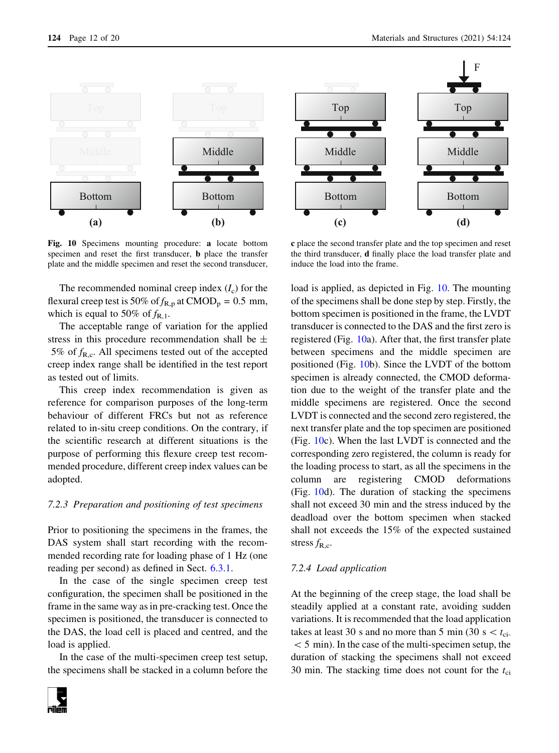**Fig. 10** Specimens mounting procedure: **a** locate bottom specimen and reset the first transducer, **b** place the transfer plate and the middle specimen and reset the second transducer, **c** place the second transfer plate and the top specimen and reset the third transducer, **d** finally place the load transfer plate and induce the load into the frame.

The recommended nominal creep index ($I_c$) for the flexural creep test is 50% of $f_{R,p}$ at CMOD$_p$ = 0.5 mm, which is equal to 50% of $f_{R,1}$.

The acceptable range of variation for the applied stress in this procedure recommendation shall be ± 5% of $f_{R,c}$. All specimens tested out of the accepted creep index range shall be identified in the test report as tested out of limits.

This creep index recommendation is given as reference for comparison purposes of the long-term behaviour of different FRCs but not as reference related to in-situ creep conditions. On the contrary, if the scientific research at different situations is the purpose of performing this flexure creep test recommended procedure, different creep index values can be adopted.

### *7.2.3 Preparation and positioning of test specimens*

Prior to positioning the specimens in the frames, the DAS system shall start recording with the recommended recording rate for loading phase of 1 Hz (one reading per second) as defined in Sect. 6.3.1.

In the case of the single specimen creep test configuration, the specimen shall be positioned in the frame in the same way as in pre-cracking test. Once the specimen is positioned, the transducer is connected to the DAS, the load cell is placed and centred, and the load is applied.

In the case of the multi-specimen creep test setup, the specimens shall be stacked in a column before the load is applied, as depicted in Fig. 10. The mounting of the specimens shall be done step by step. Firstly, the bottom specimen is positioned in the frame, the LVDT transducer is connected to the DAS and the first zero is registered (Fig. 10a). After that, the first transfer plate between specimens and the middle specimen are positioned (Fig. 10b). Since the LVDT of the bottom specimen is already connected, the CMOD deformation due to the weight of the transfer plate and the middle specimens are registered. Once the second LVDT is connected and the second zero registered, the next transfer plate and the top specimen are positioned (Fig. 10c). When the last LVDT is connected and the corresponding zero registered, the column is ready for the loading process to start, as all the specimens in the column are registering CMOD deformations (Fig. 10d). The duration of stacking the specimens shall not exceed 30 min and the stress induced by the deadload over the bottom specimen when stacked shall not exceeds the 15% of the expected sustained stress $f_{R,c}$.

### *7.2.4 Load application*

At the beginning of the creep stage, the load shall be steadily applied at a constant rate, avoiding sudden variations. It is recommended that the load application takes at least 30 s and no more than 5 min (30 s < $t_{ci}$ < 5 min). In the case of the multi-specimen setup, the duration of stacking the specimens shall not exceed 30 min. The stacking time does not count for the $t_{ci}$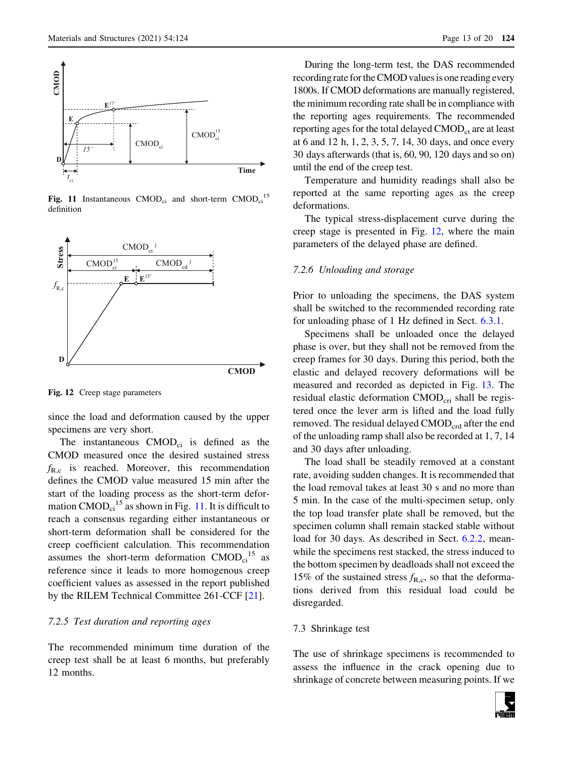Fig. 11 Instantaneous $CMOD_{ci}$ and short-term $CMOD_{ci}^{15}$ definition

Fig. 12 Creep stage parameters

since the load and deformation caused by the upper specimens are very short.

The instantaneous $CMOD_{ci}$ is defined as the CMOD measured once the desired sustained stress $f_{R,c}$ is reached. Moreover, this recommendation defines the CMOD value measured 15 min after the start of the loading process as the short-term deformation $CMOD_{ci}^{15}$ as shown in Fig. 11. It is difficult to reach a consensus regarding either instantaneous or short-term deformation shall be considered for the creep coefficient calculation. This recommendation assumes the short-term deformation $CMOD_{ci}^{15}$ as reference since it leads to more homogenous creep coefficient values as assessed in the report published by the RILEM Technical Committee 261-CCF [21].

### 7.2.5 Test duration and reporting ages

The recommended minimum time duration of the creep test shall be at least 6 months, but preferably 12 months.

During the long-term test, the DAS recommended recording rate for the CMOD values is one reading every 1800s. If CMOD deformations are manually registered, the minimum recording rate shall be in compliance with the reporting ages requirements. The recommended reporting ages for the total delayed $CMOD_{ct}$ are at least at 6 and 12 h, 1, 2, 3, 5, 7, 14, 30 days, and once every 30 days afterwards (that is, 60, 90, 120 days and so on) until the end of the creep test.

Temperature and humidity readings shall also be reported at the same reporting ages as the creep deformations.

The typical stress-displacement curve during the creep stage is presented in Fig. 12, where the main parameters of the delayed phase are defined.

### 7.2.6 Unloading and storage

Prior to unloading the specimens, the DAS system shall be switched to the recommended recording rate for unloading phase of 1 Hz defined in Sect. 6.3.1.

Specimens shall be unloaded once the delayed phase is over, but they shall not be removed from the creep frames for 30 days. During this period, both the elastic and delayed recovery deformations will be measured and recorded as depicted in Fig. 13. The residual elastic deformation $CMOD_{cri}$ shall be registered once the lever arm is lifted and the load fully removed. The residual delayed $CMOD_{crd}$ after the end of the unloading ramp shall also be recorded at 1, 7, 14 and 30 days after unloading.

The load shall be steadily removed at a constant rate, avoiding sudden changes. It is recommended that the load removal takes at least 30 s and no more than 5 min. In the case of the multi-specimen setup, only the top load transfer plate shall be removed, but the specimen column shall remain stacked stable without load for 30 days. As described in Sect. 6.2.2, meanwhile the specimens rest stacked, the stress induced to the bottom specimen by deadloads shall not exceed the 15% of the sustained stress $f_{R,c}$, so that the deformations derived from this residual load could be disregarded.

## 7.3 Shrinkage test

The use of shrinkage specimens is recommended to assess the influence in the crack opening due to shrinkage of concrete between measuring points. If we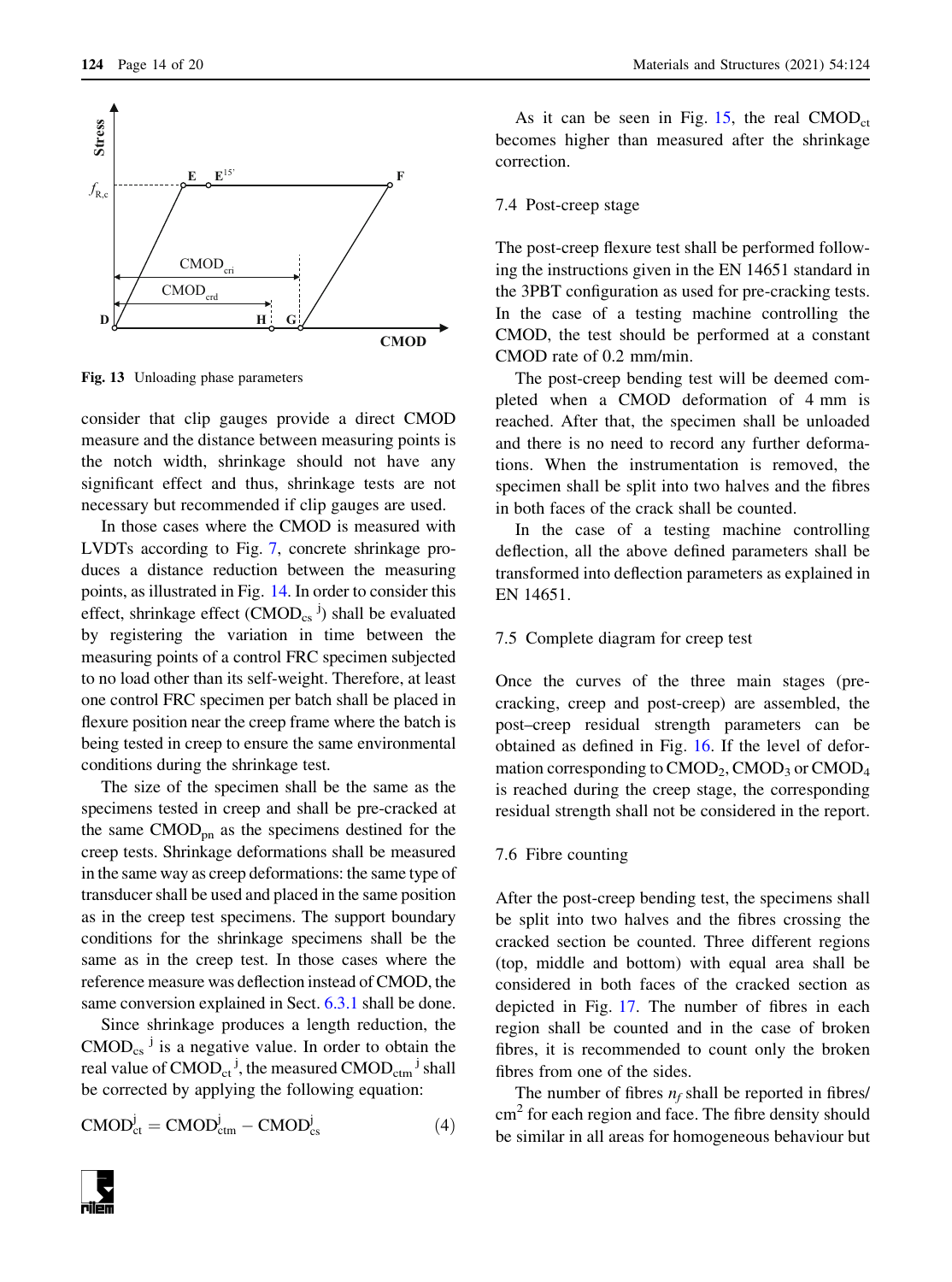Fig. 13 Unloading phase parameters

consider that clip gauges provide a direct CMOD measure and the distance between measuring points is the notch width, shrinkage should not have any significant effect and thus, shrinkage tests are not necessary but recommended if clip gauges are used.

In those cases where the CMOD is measured with LVDTs according to Fig. 7, concrete shrinkage produces a distance reduction between the measuring points, as illustrated in Fig. 14. In order to consider this effect, shrinkage effect ($CMOD_{cs}{}^{j}$) shall be evaluated by registering the variation in time between the measuring points of a control FRC specimen subjected to no load other than its self-weight. Therefore, at least one control FRC specimen per batch shall be placed in flexure position near the creep frame where the batch is being tested in creep to ensure the same environmental conditions during the shrinkage test.

The size of the specimen shall be the same as the specimens tested in creep and shall be pre-cracked at the same $CMOD_{pn}$ as the specimens destined for the creep tests. Shrinkage deformations shall be measured in the same way as creep deformations: the same type of transducer shall be used and placed in the same position as in the creep test specimens. The support boundary conditions for the shrinkage specimens shall be the same as in the creep test. In those cases where the reference measure was deflection instead of CMOD, the same conversion explained in Sect. 6.3.1 shall be done.

Since shrinkage produces a length reduction, the $CMOD_{cs}{}^{j}$ is a negative value. In order to obtain the real value of $CMOD_{ct}{}^{j}$, the measured $CMOD_{ctm}{}^{j}$ shall be corrected by applying the following equation:

$$CMOD_{ct}^{j} = CMOD_{ctm}^{j} - CMOD_{cs}^{j} \tag{4}$$

As it can be seen in Fig. 15, the real $CMOD_{ct}$ becomes higher than measured after the shrinkage correction.

### 7.4 Post-creep stage

The post-creep flexure test shall be performed following the instructions given in the EN 14651 standard in the 3PBT configuration as used for pre-cracking tests. In the case of a testing machine controlling the CMOD, the test should be performed at a constant CMOD rate of 0.2 mm/min.

The post-creep bending test will be deemed completed when a CMOD deformation of 4 mm is reached. After that, the specimen shall be unloaded and there is no need to record any further deformations. When the instrumentation is removed, the specimen shall be split into two halves and the fibres in both faces of the crack shall be counted.

In the case of a testing machine controlling deflection, all the above defined parameters shall be transformed into deflection parameters as explained in EN 14651.

### 7.5 Complete diagram for creep test

Once the curves of the three main stages (pre-cracking, creep and post-creep) are assembled, the post–creep residual strength parameters can be obtained as defined in Fig. 16. If the level of deformation corresponding to $CMOD_2$, $CMOD_3$ or $CMOD_4$ is reached during the creep stage, the corresponding residual strength shall not be considered in the report.

### 7.6 Fibre counting

After the post-creep bending test, the specimens shall be split into two halves and the fibres crossing the cracked section be counted. Three different regions (top, middle and bottom) with equal area shall be considered in both faces of the cracked section as depicted in Fig. 17. The number of fibres in each region shall be counted and in the case of broken fibres, it is recommended to count only the broken fibres from one of the sides.

The number of fibres $n_f$ shall be reported in fibres/cm$^2$ for each region and face. The fibre density should be similar in all areas for homogeneous behaviour but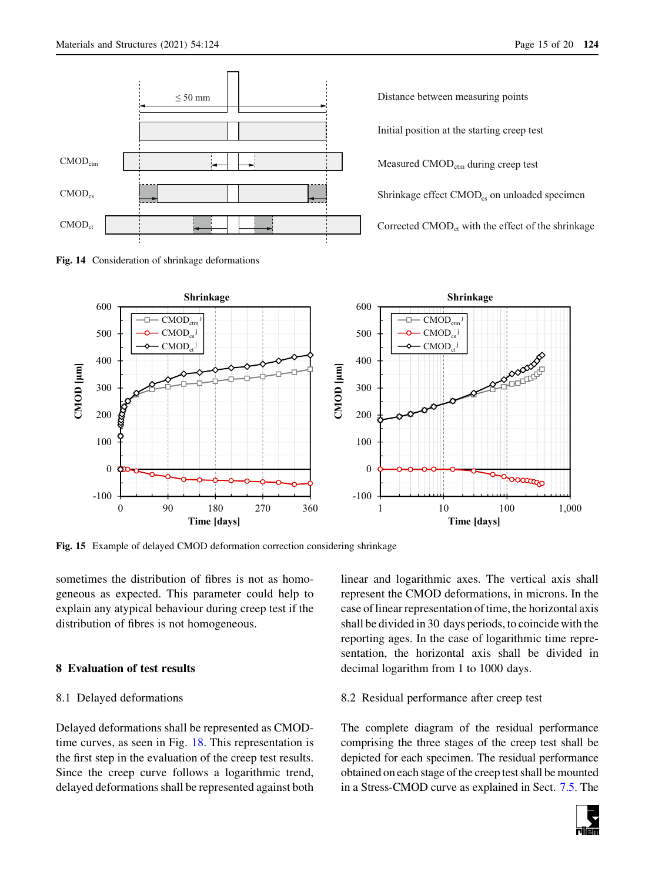Fig. 14 Consideration of shrinkage deformations

Fig. 15 Example of delayed CMOD deformation correction considering shrinkage

sometimes the distribution of fibres is not as homogeneous as expected. This parameter could help to explain any atypical behaviour during creep test if the distribution of fibres is not homogeneous.

## 8 Evaluation of test results

### 8.1 Delayed deformations

Delayed deformations shall be represented as CMOD-time curves, as seen in Fig. 18. This representation is the first step in the evaluation of the creep test results. Since the creep curve follows a logarithmic trend, delayed deformations shall be represented against both linear and logarithmic axes. The vertical axis shall represent the CMOD deformations, in microns. In the case of linear representation of time, the horizontal axis shall be divided in 30 days periods, to coincide with the reporting ages. In the case of logarithmic time representation, the horizontal axis shall be divided in decimal logarithm from 1 to 1000 days.

### 8.2 Residual performance after creep test

The complete diagram of the residual performance comprising the three stages of the creep test shall be depicted for each specimen. The residual performance obtained on each stage of the creep test shall be mounted in a Stress-CMOD curve as explained in Sect. 7.5. The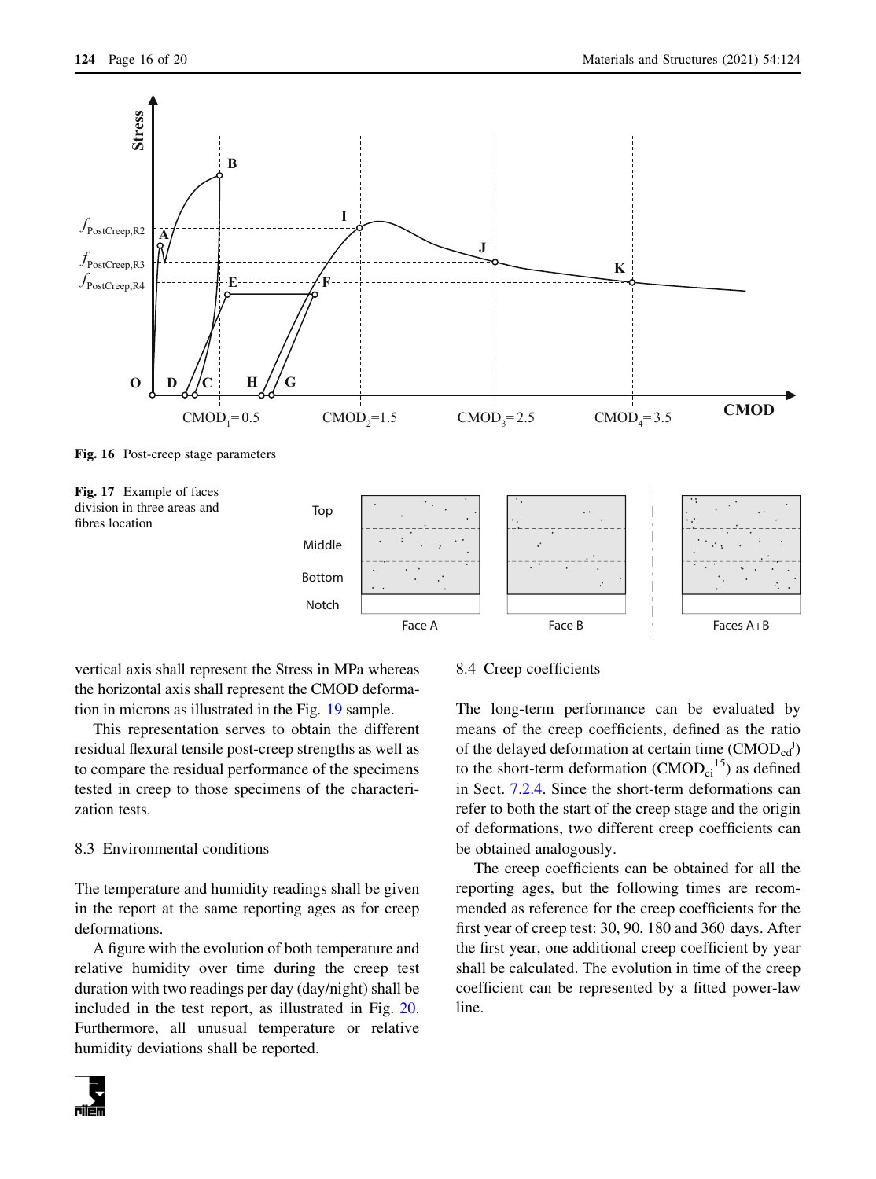Fig. 16 Post-creep stage parameters

Fig. 17 Example of faces division in three areas and fibres location

vertical axis shall represent the Stress in MPa whereas the horizontal axis shall represent the CMOD deformation in microns as illustrated in the Fig. 19 sample.

This representation serves to obtain the different residual flexural tensile post-creep strengths as well as to compare the residual performance of the specimens tested in creep to those specimens of the characterization tests.

### 8.3 Environmental conditions

The temperature and humidity readings shall be given in the report at the same reporting ages as for creep deformations.

A figure with the evolution of both temperature and relative humidity over time during the creep test duration with two readings per day (day/night) shall be included in the test report, as illustrated in Fig. 20. Furthermore, all unusual temperature or relative humidity deviations shall be reported.

### 8.4 Creep coefficients

The long-term performance can be evaluated by means of the creep coefficients, defined as the ratio of the delayed deformation at certain time ($CMOD_{cd}^{j}$) to the short-term deformation ($CMOD_{ci}^{15}$) as defined in Sect. 7.2.4. Since the short-term deformations can refer to both the start of the creep stage and the origin of deformations, two different creep coefficients can be obtained analogously.

The creep coefficients can be obtained for all the reporting ages, but the following times are recommended as reference for the creep coefficients for the first year of creep test: 30, 90, 180 and 360 days. After the first year, one additional creep coefficient by year shall be calculated. The evolution in time of the creep coefficient can be represented by a fitted power-law line.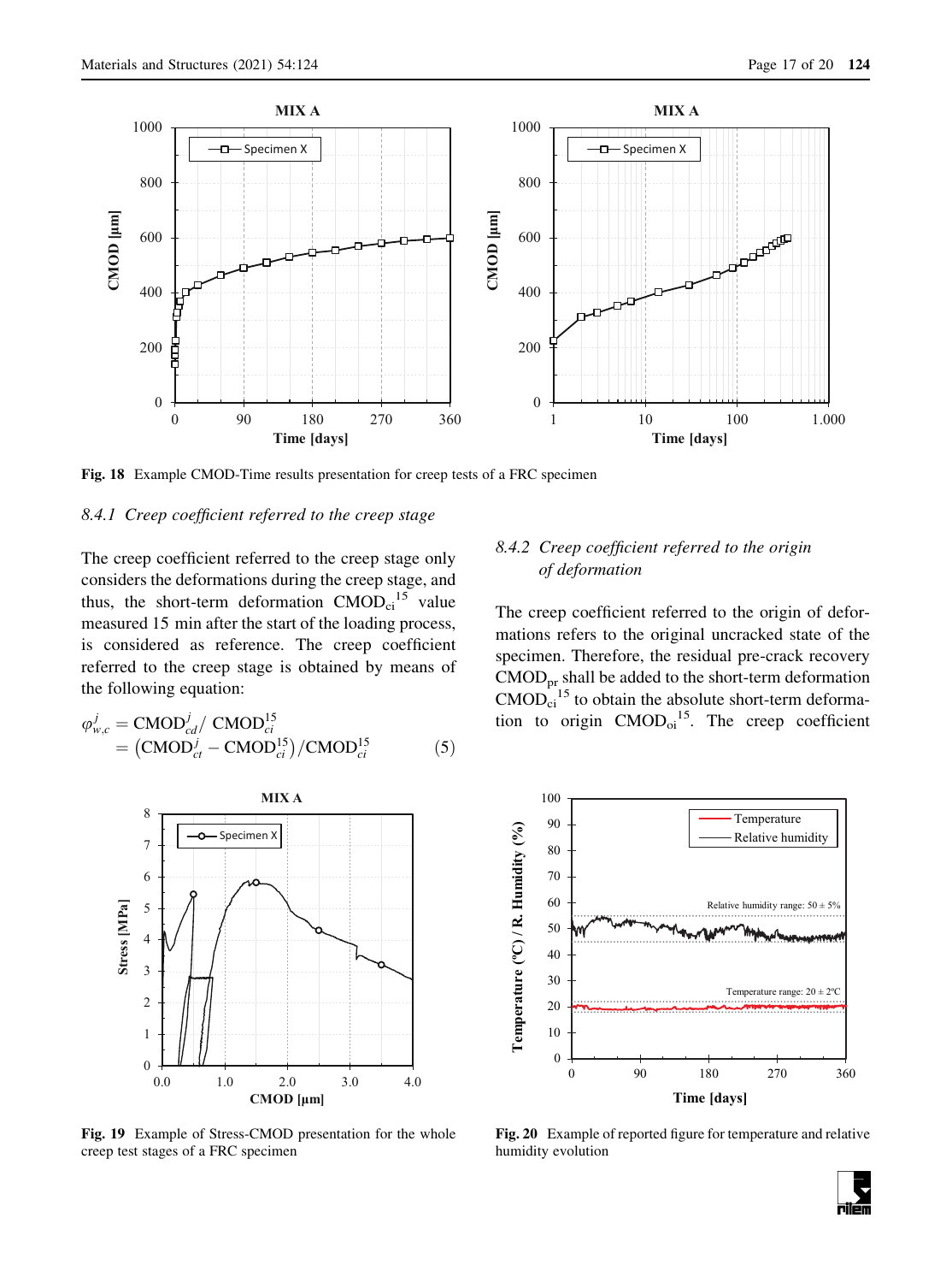Fig. 18 Example CMOD-Time results presentation for creep tests of a FRC specimen

### 8.4.1 *Creep coefficient referred to the creep stage*

The creep coefficient referred to the creep stage only considers the deformations during the creep stage, and thus, the short-term deformation $CMOD_{ci}^{15}$ value measured 15 min after the start of the loading process, is considered as reference. The creep coefficient referred to the creep stage is obtained by means of the following equation:

$$
\begin{aligned}
\varphi_{w,c}^{j} &= \mathrm{CMOD}_{cd}^{j} / \ \mathrm{CMOD}_{ci}^{15} \\
&= \left(\mathrm{CMOD}_{ct}^{j} - \mathrm{CMOD}_{ci}^{15}\right) / \mathrm{CMOD}_{ci}^{15}
\end{aligned}
\qquad (5)
$$

### 8.4.2 *Creep coefficient referred to the origin of deformation*

The creep coefficient referred to the origin of deformations refers to the original uncracked state of the specimen. Therefore, the residual pre-crack recovery $CMOD_{pr}$ shall be added to the short-term deformation $CMOD_{ci}^{15}$ to obtain the absolute short-term deformation to origin $CMOD_{oi}^{15}$. The creep coefficient

Fig. 19 Example of Stress-CMOD presentation for the whole creep test stages of a FRC specimen

Fig. 20 Example of reported figure for temperature and relative humidity evolution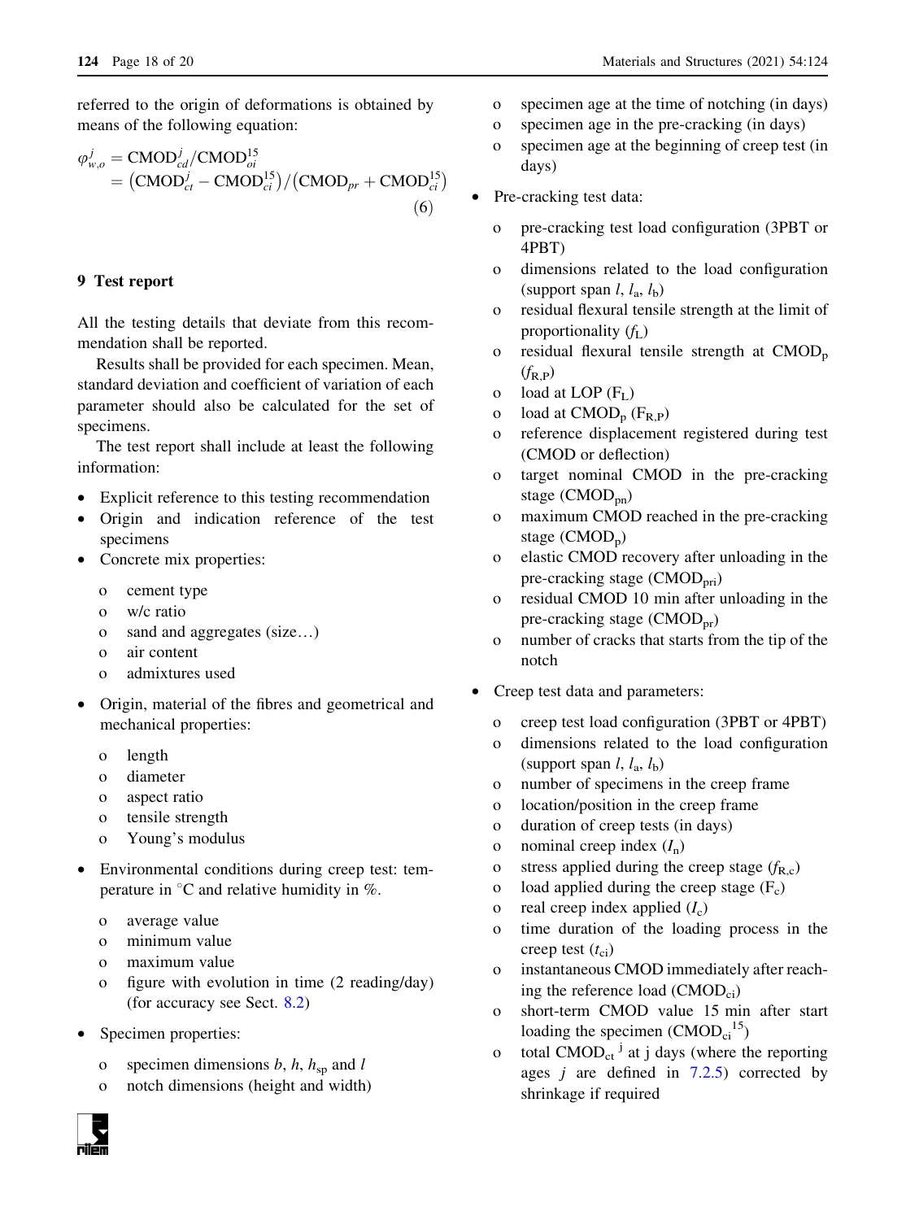referred to the origin of deformations is obtained by means of the following equation:

$$\varphi_{w,o}^{j} = \text{CMOD}_{cd}^{j}/\text{CMOD}_{oi}^{15} = \left(\text{CMOD}_{ct}^{j} - \text{CMOD}_{ci}^{15}\right)/\left(\text{CMOD}_{pr} + \text{CMOD}_{ci}^{15}\right) \quad (6)$$

## 9 Test report

All the testing details that deviate from this recommendation shall be reported.

Results shall be provided for each specimen. Mean, standard deviation and coefficient of variation of each parameter should also be calculated for the set of specimens.

The test report shall include at least the following information:

- Explicit reference to this testing recommendation
- Origin and indication reference of the test specimens
- Concrete mix properties:
  - cement type
  - w/c ratio
  - sand and aggregates (size…)
  - air content
  - admixtures used
- Origin, material of the fibres and geometrical and mechanical properties:
  - length
  - diameter
  - aspect ratio
  - tensile strength
  - Young's modulus
- Environmental conditions during creep test: temperature in °C and relative humidity in %.
  - average value
  - minimum value
  - maximum value
  - figure with evolution in time (2 reading/day) (for accuracy see Sect. 8.2)
- Specimen properties:
  - specimen dimensions $b$, $h$, $h_{sp}$ and $l$
  - notch dimensions (height and width)
  - specimen age at the time of notching (in days)
  - specimen age in the pre-cracking (in days)
  - specimen age at the beginning of creep test (in days)
- Pre-cracking test data:
  - pre-cracking test load configuration (3PBT or 4PBT)
  - dimensions related to the load configuration (support span $l$, $l_a$, $l_b$)
  - residual flexural tensile strength at the limit of proportionality ($f_L$)
  - residual flexural tensile strength at $\text{CMOD}_p$ ($f_{R,P}$)
  - load at LOP ($F_L$)
  - load at $\text{CMOD}_p$ ($F_{R,P}$)
  - reference displacement registered during test (CMOD or deflection)
  - target nominal CMOD in the pre-cracking stage ($\text{CMOD}_{pn}$)
  - maximum CMOD reached in the pre-cracking stage ($\text{CMOD}_p$)
  - elastic CMOD recovery after unloading in the pre-cracking stage ($\text{CMOD}_{pri}$)
  - residual CMOD 10 min after unloading in the pre-cracking stage ($\text{CMOD}_{pr}$)
  - number of cracks that starts from the tip of the notch
- Creep test data and parameters:
  - creep test load configuration (3PBT or 4PBT)
  - dimensions related to the load configuration (support span $l$, $l_a$, $l_b$)
  - number of specimens in the creep frame
  - location/position in the creep frame
  - duration of creep tests (in days)
  - nominal creep index ($I_n$)
  - stress applied during the creep stage ($f_{R,c}$)
  - load applied during the creep stage ($F_c$)
  - real creep index applied ($I_c$)
  - time duration of the loading process in the creep test ($t_{ci}$)
  - instantaneous CMOD immediately after reaching the reference load ($\text{CMOD}_{ci}$)
  - short-term CMOD value 15 min after start loading the specimen ($\text{CMOD}_{ci}^{15}$)
  - total $\text{CMOD}_{ct}^{j}$ at j days (where the reporting ages $j$ are defined in 7.2.5) corrected by shrinkage if required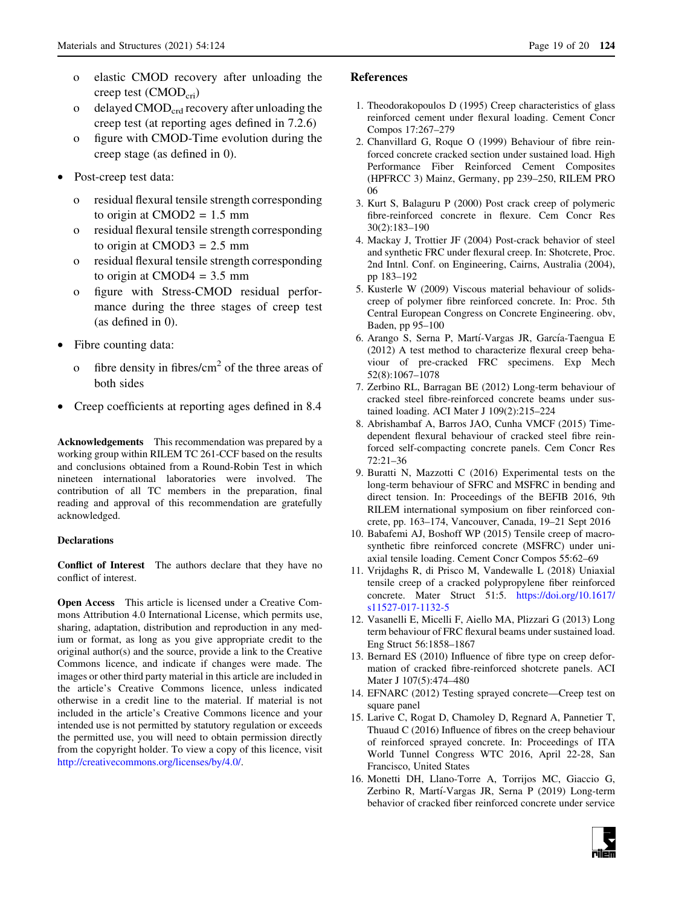- o elastic CMOD recovery after unloading the creep test ($CMOD_{cri}$)
- o delayed $CMOD_{crd}$ recovery after unloading the creep test (at reporting ages defined in 7.2.6)
- o figure with CMOD-Time evolution during the creep stage (as defined in 0).

- Post-creep test data:
  - o residual flexural tensile strength corresponding to origin at CMOD2 = 1.5 mm
  - o residual flexural tensile strength corresponding to origin at CMOD3 = 2.5 mm
  - o residual flexural tensile strength corresponding to origin at CMOD4 = 3.5 mm
  - o figure with Stress-CMOD residual performance during the three stages of creep test (as defined in 0).

- Fibre counting data:
  - o fibre density in fibres/cm$^2$ of the three areas of both sides

- Creep coefficients at reporting ages defined in 8.4

**Acknowledgements** This recommendation was prepared by a working group within RILEM TC 261-CCF based on the results and conclusions obtained from a Round-Robin Test in which nineteen international laboratories were involved. The contribution of all TC members in the preparation, final reading and approval of this recommendation are gratefully acknowledged.

**Declarations**

**Conflict of Interest** The authors declare that they have no conflict of interest.

**Open Access** This article is licensed under a Creative Commons Attribution 4.0 International License, which permits use, sharing, adaptation, distribution and reproduction in any medium or format, as long as you give appropriate credit to the original author(s) and the source, provide a link to the Creative Commons licence, and indicate if changes were made. The images or other third party material in this article are included in the article's Creative Commons licence, unless indicated otherwise in a credit line to the material. If material is not included in the article's Creative Commons licence and your intended use is not permitted by statutory regulation or exceeds the permitted use, you will need to obtain permission directly from the copyright holder. To view a copy of this licence, visit http://creativecommons.org/licenses/by/4.0/.

## References

1. Theodorakopoulos D (1995) Creep characteristics of glass reinforced cement under flexural loading. Cement Concr Compos 17:267–279
2. Chanvillard G, Roque O (1999) Behaviour of fibre reinforced concrete cracked section under sustained load. High Performance Fiber Reinforced Cement Composites (HPFRCC 3) Mainz, Germany, pp 239–250, RILEM PRO 06
3. Kurt S, Balaguru P (2000) Post crack creep of polymeric fibre-reinforced concrete in flexure. Cem Concr Res 30(2):183–190
4. Mackay J, Trottier JF (2004) Post-crack behavior of steel and synthetic FRC under flexural creep. In: Shotcrete, Proc. 2nd Intnl. Conf. on Engineering, Cairns, Australia (2004), pp 183–192
5. Kusterle W (2009) Viscous material behaviour of solids-creep of polymer fibre reinforced concrete. In: Proc. 5th Central European Congress on Concrete Engineering. obv, Baden, pp 95–100
6. Arango S, Serna P, Martí-Vargas JR, García-Taengua E (2012) A test method to characterize flexural creep behaviour of pre-cracked FRC specimens. Exp Mech 52(8):1067–1078
7. Zerbino RL, Barragan BE (2012) Long-term behaviour of cracked steel fibre-reinforced concrete beams under sustained loading. ACI Mater J 109(2):215–224
8. Abrishambaf A, Barros JAO, Cunha VMCF (2015) Time-dependent flexural behaviour of cracked steel fibre reinforced self-compacting concrete panels. Cem Concr Res 72:21–36
9. Buratti N, Mazzotti C (2016) Experimental tests on the long-term behaviour of SFRC and MSFRC in bending and direct tension. In: Proceedings of the BEFIB 2016, 9th RILEM international symposium on fiber reinforced concrete, pp. 163–174, Vancouver, Canada, 19–21 Sept 2016
10. Babafemi AJ, Boshoff WP (2015) Tensile creep of macro-synthetic fibre reinforced concrete (MSFRC) under uni-axial tensile loading. Cement Concr Compos 55:62–69
11. Vrijdaghs R, di Prisco M, Vandewalle L (2018) Uniaxial tensile creep of a cracked polypropylene fiber reinforced concrete. Mater Struct 51:5. https://doi.org/10.1617/s11527-017-1132-5
12. Vasanelli E, Micelli F, Aiello MA, Plizzari G (2013) Long term behaviour of FRC flexural beams under sustained load. Eng Struct 56:1858–1867
13. Bernard ES (2010) Influence of fibre type on creep deformation of cracked fibre-reinforced shotcrete panels. ACI Mater J 107(5):474–480
14. EFNARC (2012) Testing sprayed concrete—Creep test on square panel
15. Larive C, Rogat D, Chamoley D, Regnard A, Pannetier T, Thuaud C (2016) Influence of fibres on the creep behaviour of reinforced sprayed concrete. In: Proceedings of ITA World Tunnel Congress WTC 2016, April 22-28, San Francisco, United States
16. Monetti DH, Llano-Torre A, Torrijos MC, Giaccio G, Zerbino R, Martí-Vargas JR, Serna P (2019) Long-term behavior of cracked fiber reinforced concrete under service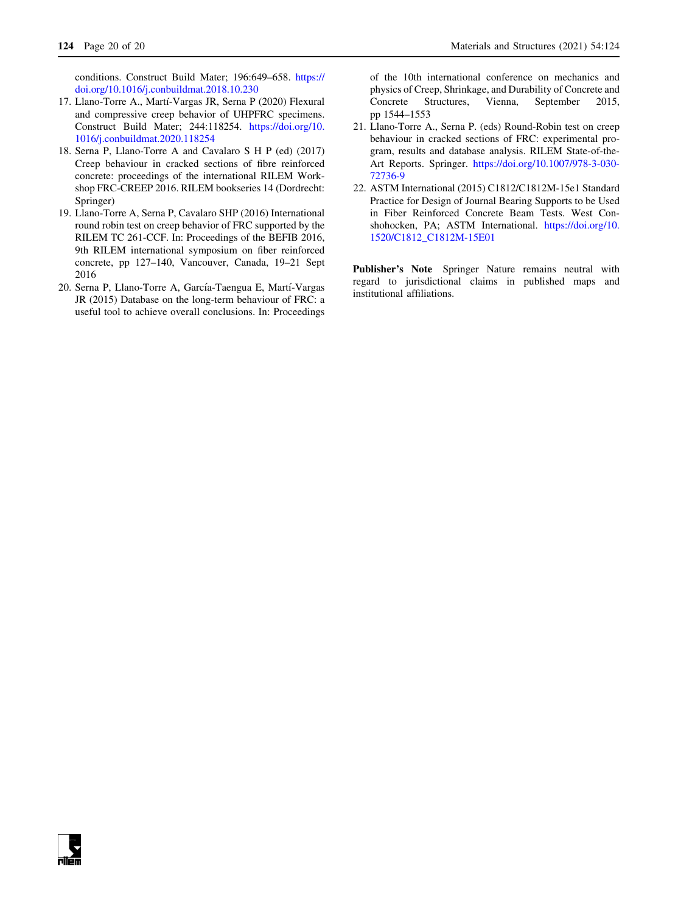conditions. Construct Build Mater; 196:649–658. https://doi.org/10.1016/j.conbuildmat.2018.10.230

17. Llano-Torre A., Martí-Vargas JR, Serna P (2020) Flexural and compressive creep behavior of UHPFRC specimens. Construct Build Mater; 244:118254. https://doi.org/10.1016/j.conbuildmat.2020.118254
18. Serna P, Llano-Torre A and Cavalaro S H P (ed) (2017) Creep behaviour in cracked sections of fibre reinforced concrete: proceedings of the international RILEM Workshop FRC-CREEP 2016. RILEM bookseries 14 (Dordrecht: Springer)
19. Llano-Torre A, Serna P, Cavalaro SHP (2016) International round robin test on creep behavior of FRC supported by the RILEM TC 261-CCF. In: Proceedings of the BEFIB 2016, 9th RILEM international symposium on fiber reinforced concrete, pp 127–140, Vancouver, Canada, 19–21 Sept 2016
20. Serna P, Llano-Torre A, García-Taengua E, Martí-Vargas JR (2015) Database on the long-term behaviour of FRC: a useful tool to achieve overall conclusions. In: Proceedings of the 10th international conference on mechanics and physics of Creep, Shrinkage, and Durability of Concrete and Concrete Structures, Vienna, September 2015, pp 1544–1553
21. Llano-Torre A., Serna P. (eds) Round-Robin test on creep behaviour in cracked sections of FRC: experimental program, results and database analysis. RILEM State-of-the-Art Reports. Springer. https://doi.org/10.1007/978-3-030-72736-9
22. ASTM International (2015) C1812/C1812M-15e1 Standard Practice for Design of Journal Bearing Supports to be Used in Fiber Reinforced Concrete Beam Tests. West Conshohocken, PA; ASTM International. https://doi.org/10.1520/C1812_C1812M-15E01

**Publisher's Note** Springer Nature remains neutral with regard to jurisdictional claims in published maps and institutional affiliations.